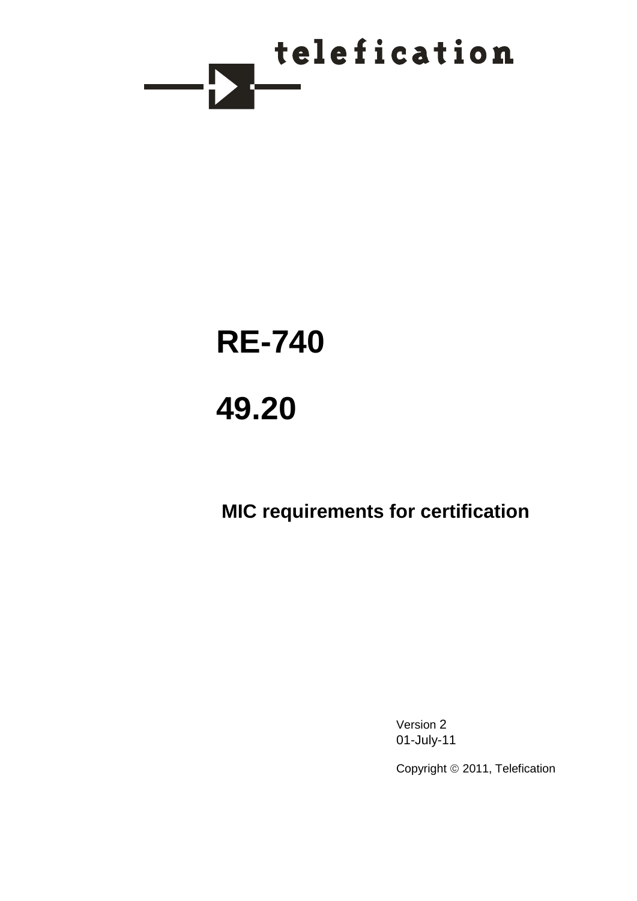telefication

# RE-740

# 49.20

## MIC requirements for certification

Version 2
01-July-11

Copyright © 2011, Telefication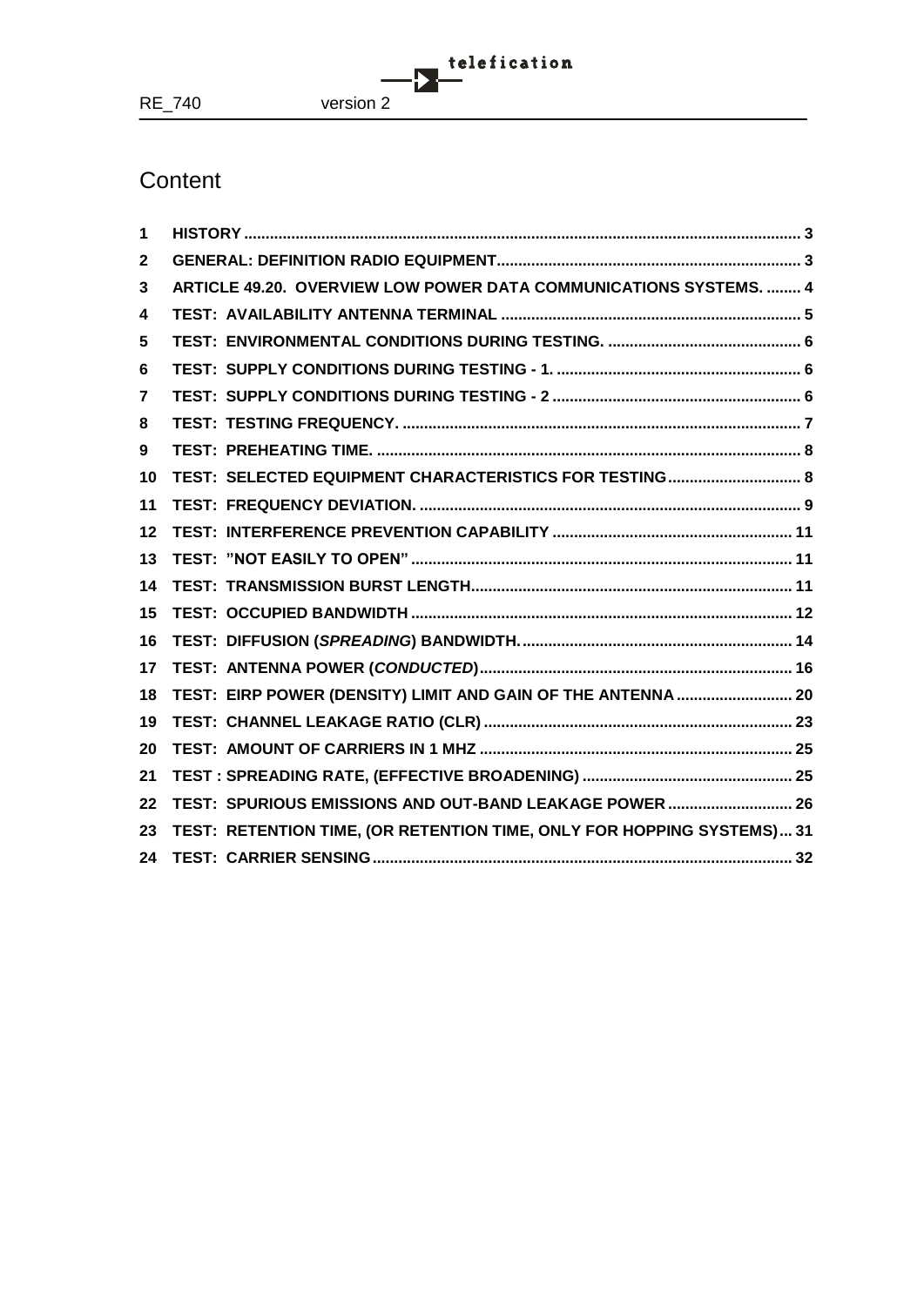# Content

| | | |
|---|---|---|
| 1 | HISTORY | 3 |
| 2 | GENERAL: DEFINITION RADIO EQUIPMENT | 3 |
| 3 | ARTICLE 49.20. OVERVIEW LOW POWER DATA COMMUNICATIONS SYSTEMS. | 4 |
| 4 | TEST: AVAILABILITY ANTENNA TERMINAL | 5 |
| 5 | TEST: ENVIRONMENTAL CONDITIONS DURING TESTING. | 6 |
| 6 | TEST: SUPPLY CONDITIONS DURING TESTING - 1. | 6 |
| 7 | TEST: SUPPLY CONDITIONS DURING TESTING - 2 | 6 |
| 8 | TEST: TESTING FREQUENCY. | 7 |
| 9 | TEST: PREHEATING TIME. | 8 |
| 10 | TEST: SELECTED EQUIPMENT CHARACTERISTICS FOR TESTING | 8 |
| 11 | TEST: FREQUENCY DEVIATION. | 9 |
| 12 | TEST: INTERFERENCE PREVENTION CAPABILITY | 11 |
| 13 | TEST: "NOT EASILY TO OPEN" | 11 |
| 14 | TEST: TRANSMISSION BURST LENGTH | 11 |
| 15 | TEST: OCCUPIED BANDWIDTH | 12 |
| 16 | TEST: DIFFUSION (*SPREADING*) BANDWIDTH. | 14 |
| 17 | TEST: ANTENNA POWER (*CONDUCTED*) | 16 |
| 18 | TEST: EIRP POWER (DENSITY) LIMIT AND GAIN OF THE ANTENNA | 20 |
| 19 | TEST: CHANNEL LEAKAGE RATIO (CLR) | 23 |
| 20 | TEST: AMOUNT OF CARRIERS IN 1 MHZ | 25 |
| 21 | TEST : SPREADING RATE, (EFFECTIVE BROADENING) | 25 |
| 22 | TEST: SPURIOUS EMISSIONS AND OUT-BAND LEAKAGE POWER | 26 |
| 23 | TEST: RETENTION TIME, (OR RETENTION TIME, ONLY FOR HOPPING SYSTEMS) | 31 |
| 24 | TEST: CARRIER SENSING | 32 |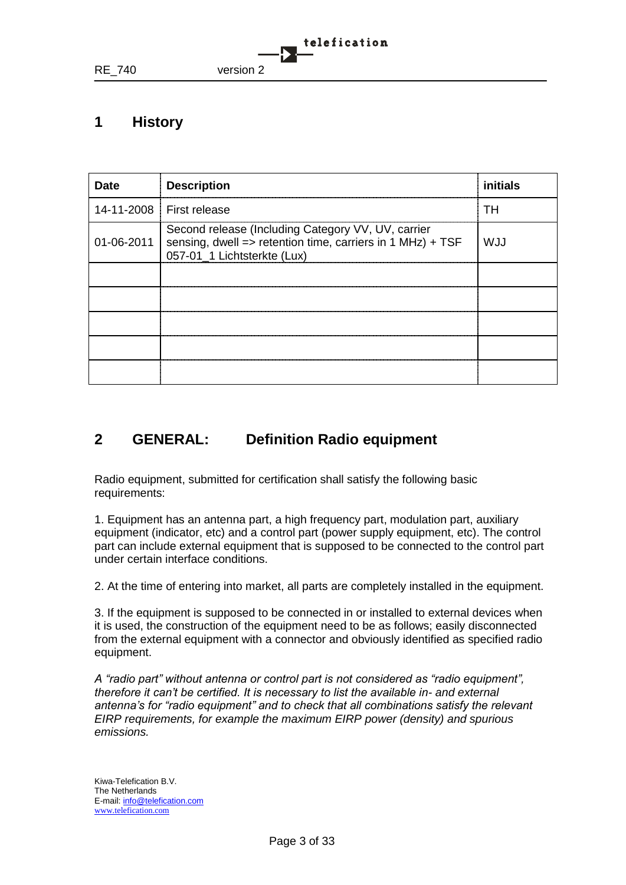# 1 History

| Date | Description | initials |
|---|---|---|
| 14-11-2008 | First release | TH |
| 01-06-2011 | Second release (Including Category VV, UV, carrier sensing, dwell => retention time, carriers in 1 MHz) + TSF 057-01_1 Lichtsterkte (Lux) | WJJ |
| | | |
| | | |
| | | |
| | | |
| | | |

# 2 GENERAL: Definition Radio equipment

Radio equipment, submitted for certification shall satisfy the following basic requirements:

1. Equipment has an antenna part, a high frequency part, modulation part, auxiliary equipment (indicator, etc) and a control part (power supply equipment, etc). The control part can include external equipment that is supposed to be connected to the control part under certain interface conditions.

2. At the time of entering into market, all parts are completely installed in the equipment.

3. If the equipment is supposed to be connected in or installed to external devices when it is used, the construction of the equipment need to be as follows; easily disconnected from the external equipment with a connector and obviously identified as specified radio equipment.

*A "radio part" without antenna or control part is not considered as "radio equipment", therefore it can't be certified. It is necessary to list the available in- and external antenna's for "radio equipment" and to check that all combinations satisfy the relevant EIRP requirements, for example the maximum EIRP power (density) and spurious emissions.*

Kiwa-Telefication B.V.
The Netherlands
E-mail: info@telefication.com
www.telefication.com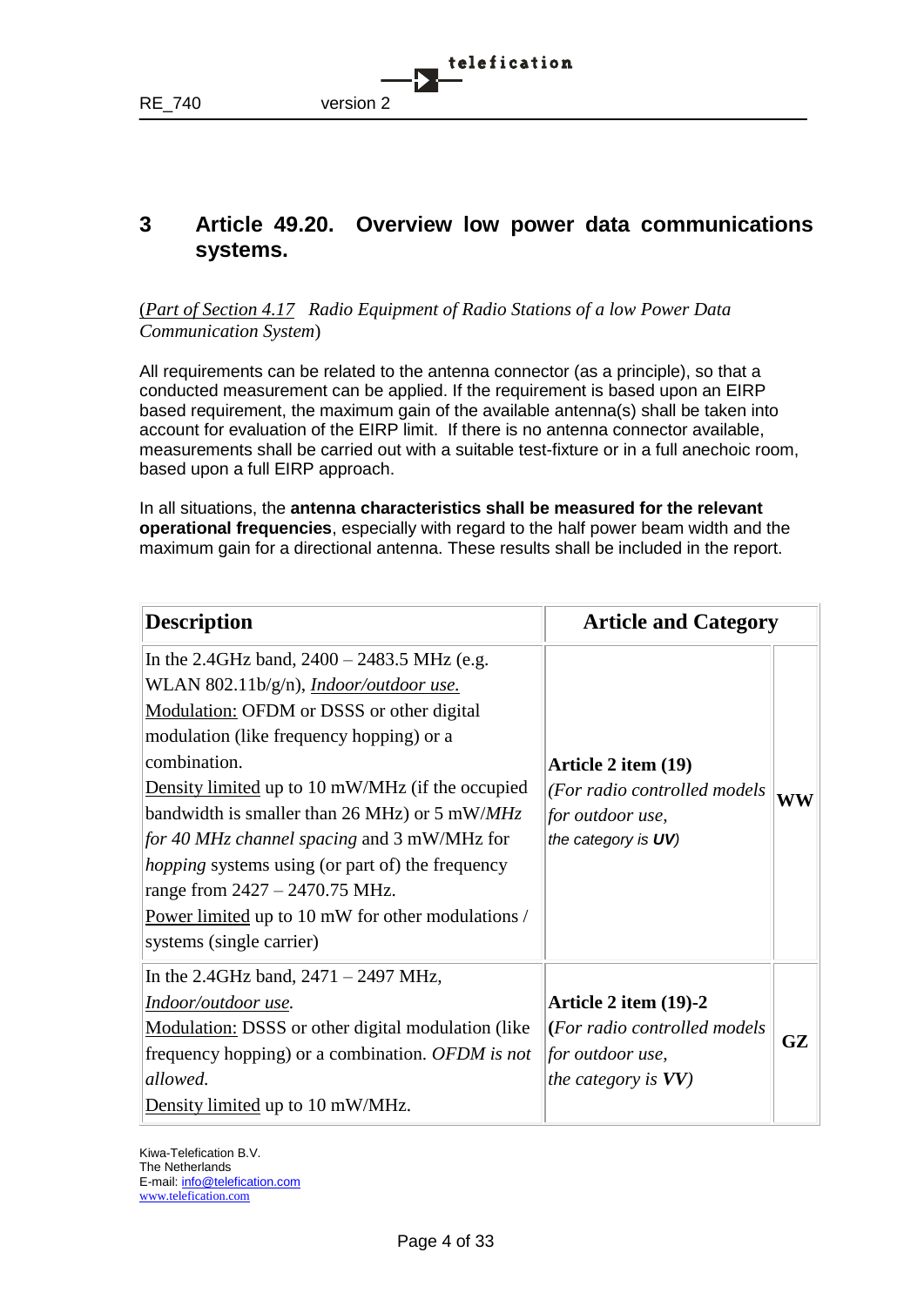# 3 Article 49.20. Overview low power data communications systems.

(*Part of Section 4.17 Radio Equipment of Radio Stations of a low Power Data Communication System*)

All requirements can be related to the antenna connector (as a principle), so that a conducted measurement can be applied. If the requirement is based upon an EIRP based requirement, the maximum gain of the available antenna(s) shall be taken into account for evaluation of the EIRP limit. If there is no antenna connector available, measurements shall be carried out with a suitable test-fixture or in a full anechoic room, based upon a full EIRP approach.

In all situations, the **antenna characteristics shall be measured for the relevant operational frequencies**, especially with regard to the half power beam width and the maximum gain for a directional antenna. These results shall be included in the report.

| Description | Article and Category | |
|---|---|---|
| In the 2.4GHz band, 2400 – 2483.5 MHz (e.g. WLAN 802.11b/g/n), *Indoor/outdoor use.* Modulation: OFDM or DSSS or other digital modulation (like frequency hopping) or a combination. Density limited up to 10 mW/MHz (if the occupied bandwidth is smaller than 26 MHz) or 5 mW/*MHz for 40 MHz channel spacing* and 3 mW/MHz for *hopping* systems using (or part of) the frequency range from 2427 – 2470.75 MHz. Power limited up to 10 mW for other modulations / systems (single carrier) | **Article 2 item (19)** *(For radio controlled models for outdoor use, the category is **UV**)* | **WW** |
| In the 2.4GHz band, 2471 – 2497 MHz, *Indoor/outdoor use.* Modulation: DSSS or other digital modulation (like frequency hopping) or a combination. *OFDM is not allowed.* Density limited up to 10 mW/MHz. | **Article 2 item (19)-2** **(***For radio controlled models for outdoor use, the category is **VV**)* | **GZ** |

Kiwa-Telefication B.V.
The Netherlands
E-mail: info@telefication.com
www.telefication.com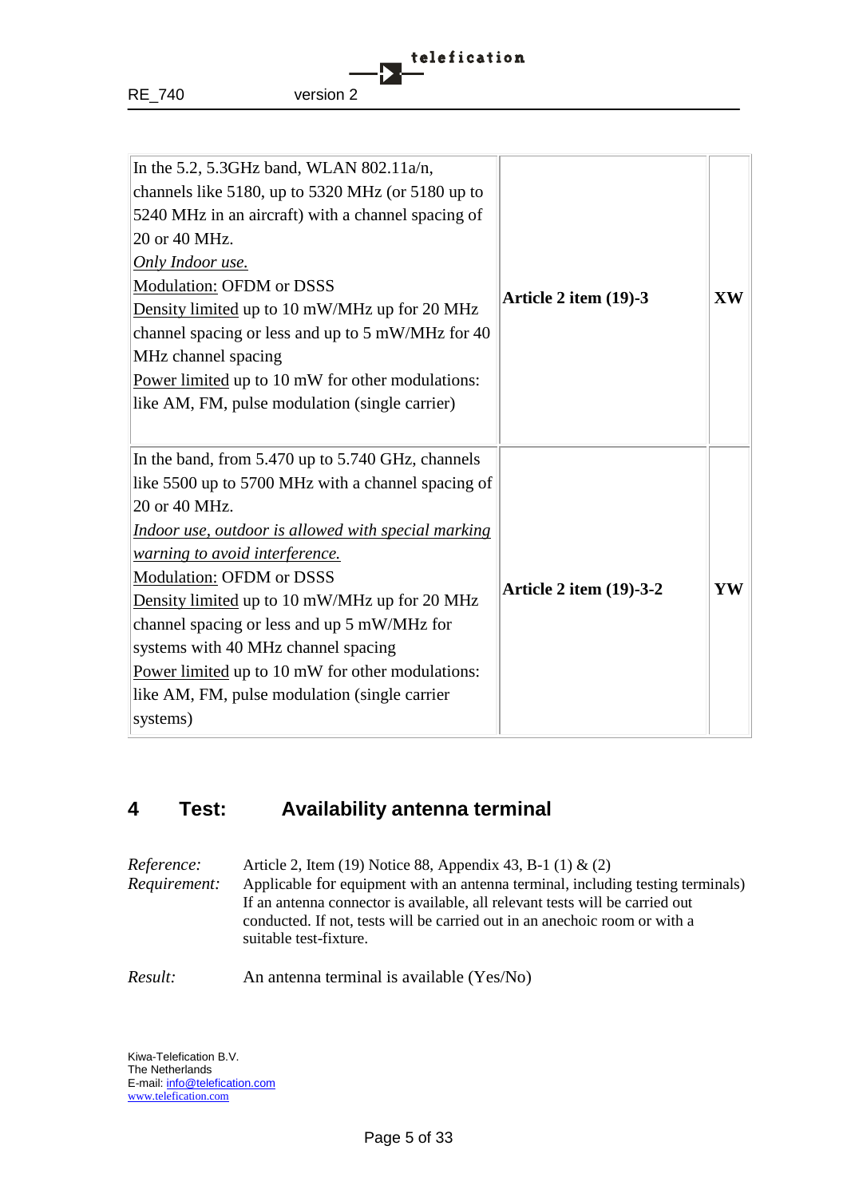| | | |
|---|---|---|
| In the 5.2, 5.3GHz band, WLAN 802.11a/n, channels like 5180, up to 5320 MHz (or 5180 up to 5240 MHz in an aircraft) with a channel spacing of 20 or 40 MHz.<br>*Only Indoor use.*<br>Modulation: OFDM or DSSS<br>Density limited up to 10 mW/MHz up for 20 MHz channel spacing or less and up to 5 mW/MHz for 40 MHz channel spacing<br>Power limited up to 10 mW for other modulations: like AM, FM, pulse modulation (single carrier) | **Article 2 item (19)-3** | **XW** |
| In the band, from 5.470 up to 5.740 GHz, channels like 5500 up to 5700 MHz with a channel spacing of 20 or 40 MHz.<br>*Indoor use, outdoor is allowed with special marking warning to avoid interference.*<br>Modulation: OFDM or DSSS<br>Density limited up to 10 mW/MHz up for 20 MHz channel spacing or less and up 5 mW/MHz for systems with 40 MHz channel spacing<br>Power limited up to 10 mW for other modulations: like AM, FM, pulse modulation (single carrier systems) | **Article 2 item (19)-3-2** | **YW** |

## 4 Test: Availability antenna terminal

*Reference:* Article 2, Item (19) Notice 88, Appendix 43, B-1 (1) & (2)

*Requirement:* Applicable for equipment with an antenna terminal, including testing terminals) If an antenna connector is available, all relevant tests will be carried out conducted. If not, tests will be carried out in an anechoic room or with a suitable test-fixture.

*Result:* An antenna terminal is available (Yes/No)

Kiwa-Telefication B.V.
The Netherlands
E-mail: info@telefication.com
www.telefication.com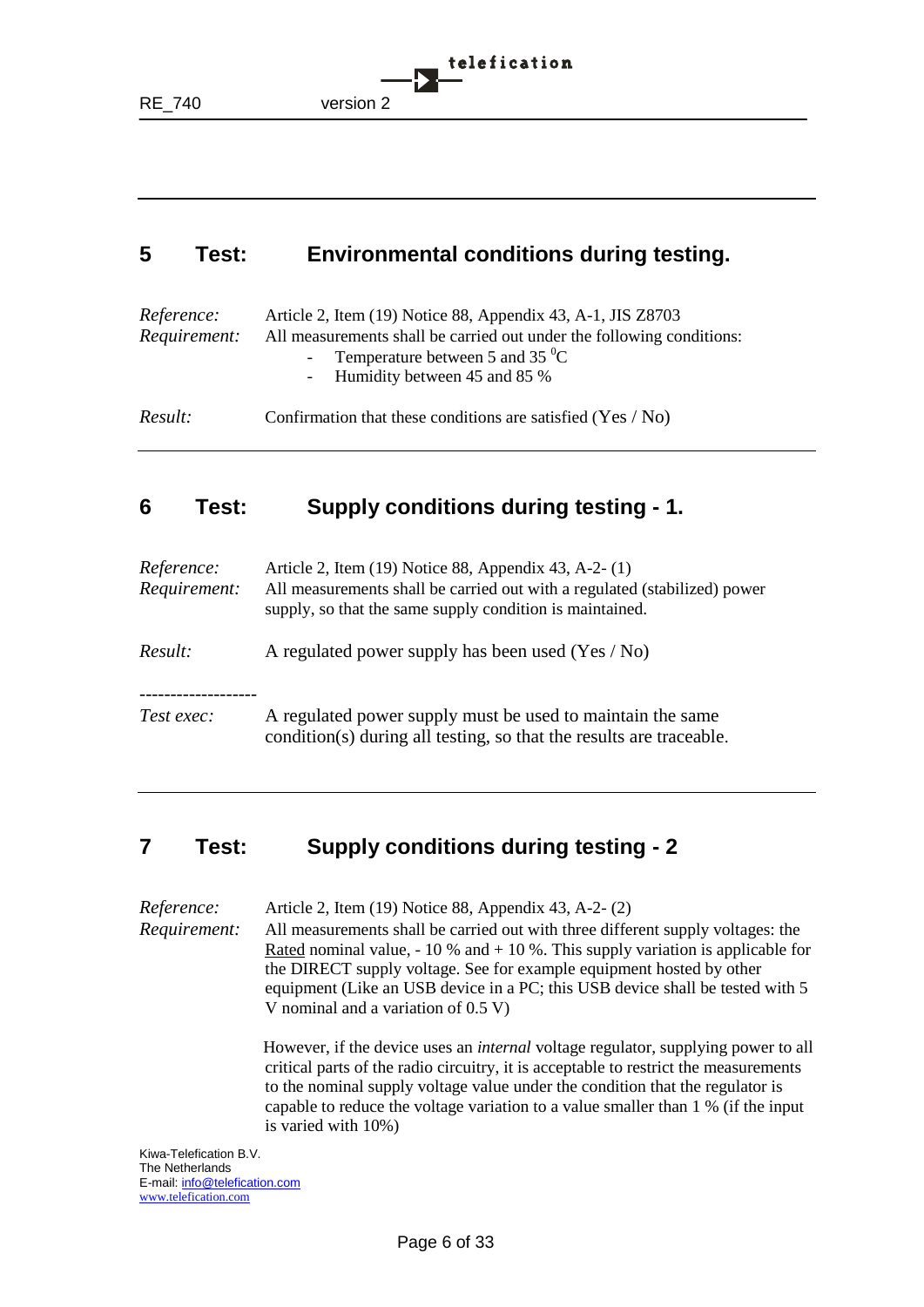## 5 Test: Environmental conditions during testing.

*Reference:* Article 2, Item (19) Notice 88, Appendix 43, A-1, JIS Z8703

*Requirement:* All measurements shall be carried out under the following conditions:

- Temperature between 5 and 35 $^{0}$C
- Humidity between 45 and 85 %

*Result:* Confirmation that these conditions are satisfied (Yes / No)

---

## 6 Test: Supply conditions during testing - 1.

*Reference:* Article 2, Item (19) Notice 88, Appendix 43, A-2- (1)

*Requirement:* All measurements shall be carried out with a regulated (stabilized) power supply, so that the same supply condition is maintained.

*Result:* A regulated power supply has been used (Yes / No)

-------------------

*Test exec:* A regulated power supply must be used to maintain the same condition(s) during all testing, so that the results are traceable.

---

## 7 Test: Supply conditions during testing - 2

*Reference:* Article 2, Item (19) Notice 88, Appendix 43, A-2- (2)

*Requirement:* All measurements shall be carried out with three different supply voltages: the Rated nominal value, - 10 % and + 10 %. This supply variation is applicable for the DIRECT supply voltage. See for example equipment hosted by other equipment (Like an USB device in a PC; this USB device shall be tested with 5 V nominal and a variation of 0.5 V)

However, if the device uses an *internal* voltage regulator, supplying power to all critical parts of the radio circuitry, it is acceptable to restrict the measurements to the nominal supply voltage value under the condition that the regulator is capable to reduce the voltage variation to a value smaller than 1 % (if the input is varied with 10%)

Kiwa-Telefication B.V.
The Netherlands
E-mail: info@telefication.com
www.telefication.com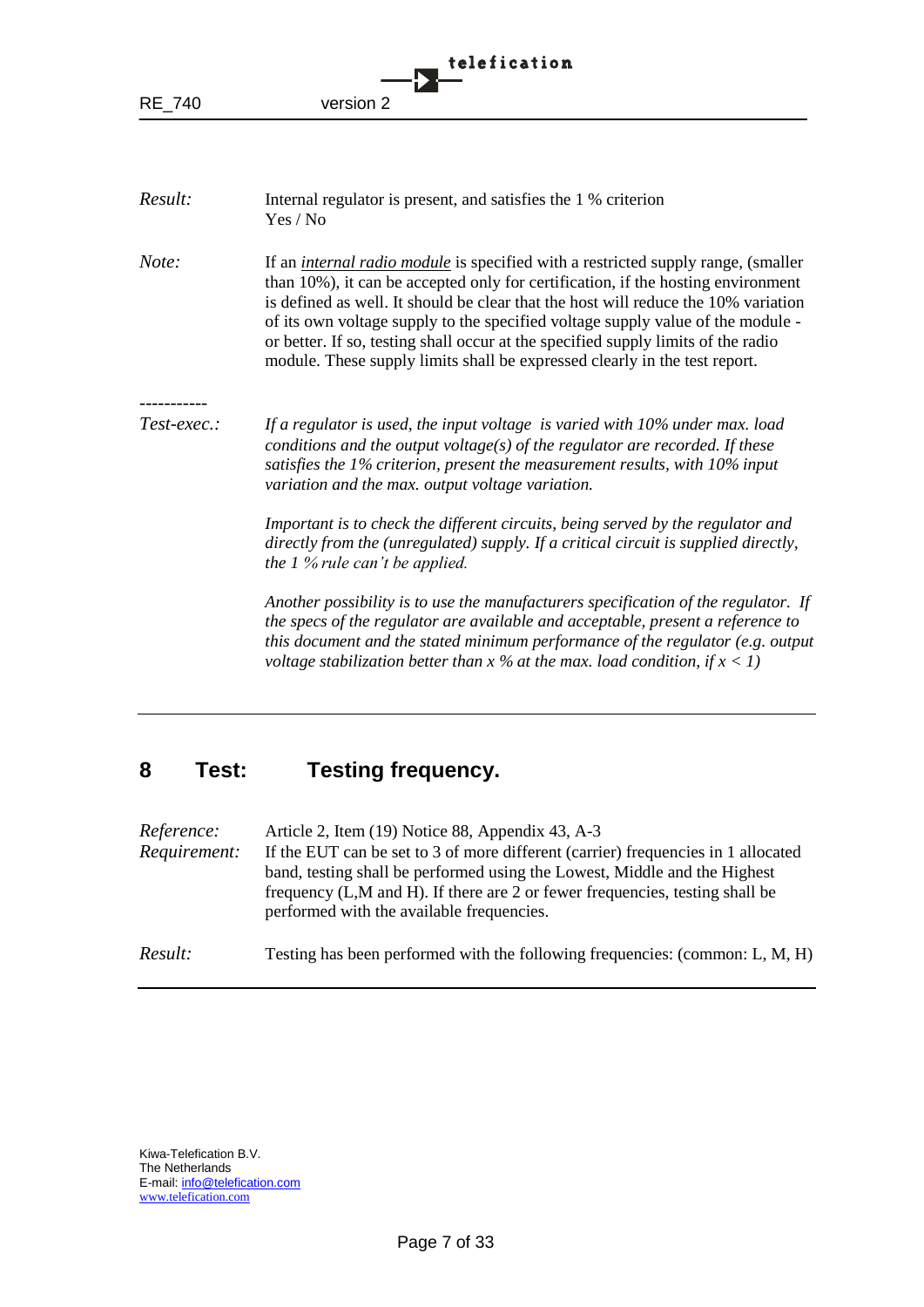*Result:* Internal regulator is present, and satisfies the 1 % criterion
Yes / No

*Note:* If an ***internal radio module*** is specified with a restricted supply range, (smaller than 10%), it can be accepted only for certification, if the hosting environment is defined as well. It should be clear that the host will reduce the 10% variation of its own voltage supply to the specified voltage supply value of the module - or better. If so, testing shall occur at the specified supply limits of the radio module. These supply limits shall be expressed clearly in the test report.

-----------

*Test-exec.:* *If a regulator is used, the input voltage is varied with 10% under max. load conditions and the output voltage(s) of the regulator are recorded. If these satisfies the 1% criterion, present the measurement results, with 10% input variation and the max. output voltage variation.*

*Important is to check the different circuits, being served by the regulator and directly from the (unregulated) supply. If a critical circuit is supplied directly, the 1 % rule can't be applied.*

*Another possibility is to use the manufacturers specification of the regulator. If the specs of the regulator are available and acceptable, present a reference to this document and the stated minimum performance of the regulator (e.g. output voltage stabilization better than x % at the max. load condition, if x < 1)*

---

## 8 Test: Testing frequency.

*Reference:* Article 2, Item (19) Notice 88, Appendix 43, A-3

*Requirement:* If the EUT can be set to 3 of more different (carrier) frequencies in 1 allocated band, testing shall be performed using the Lowest, Middle and the Highest frequency (L,M and H). If there are 2 or fewer frequencies, testing shall be performed with the available frequencies.

*Result:* Testing has been performed with the following frequencies: (common: L, M, H)

---

Kiwa-Telefication B.V.
The Netherlands
E-mail: info@telefication.com
www.telefication.com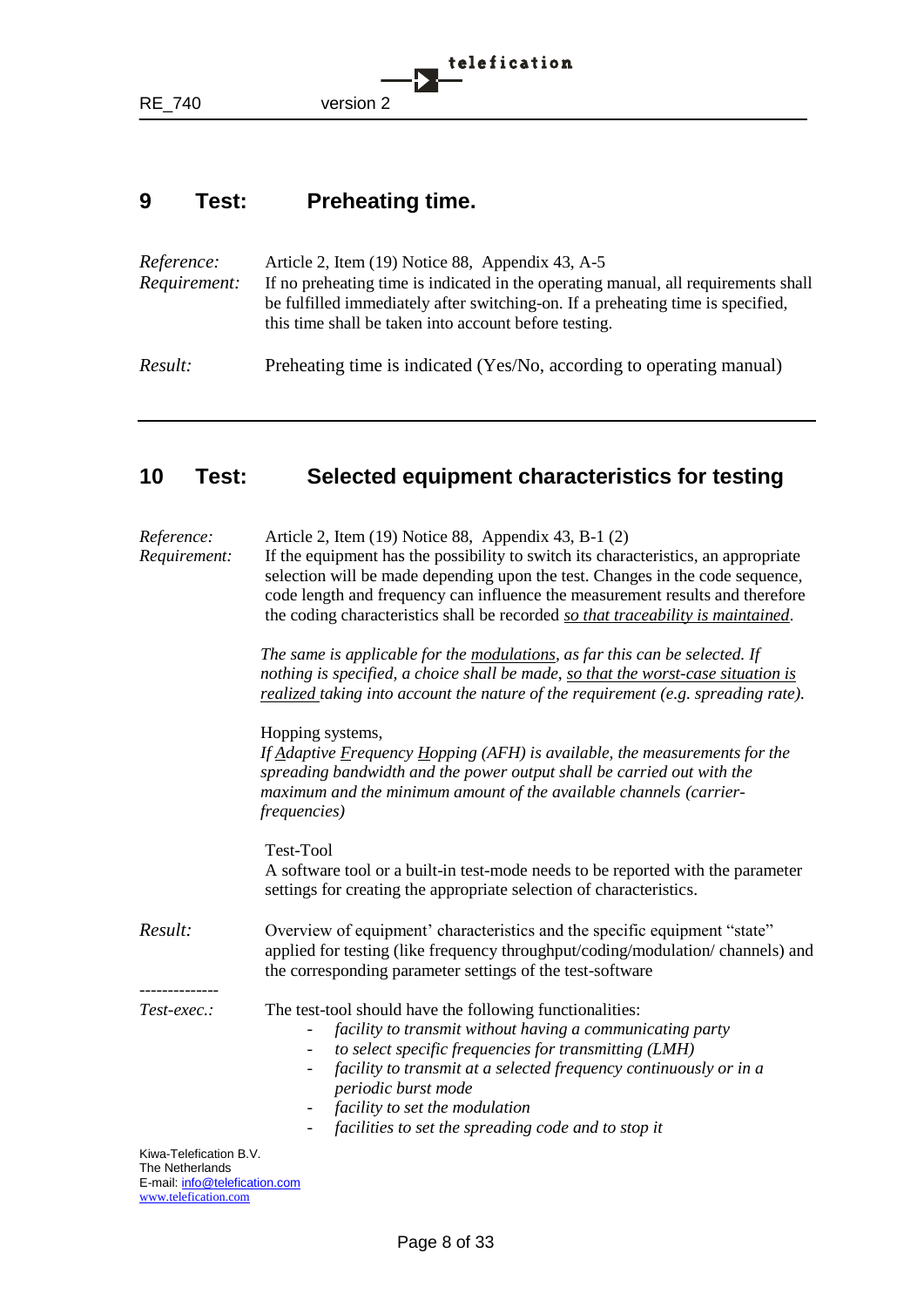## 9 Test: Preheating time.

*Reference:* Article 2, Item (19) Notice 88, Appendix 43, A-5

*Requirement:* If no preheating time is indicated in the operating manual, all requirements shall be fulfilled immediately after switching-on. If a preheating time is specified, this time shall be taken into account before testing.

*Result:* Preheating time is indicated (Yes/No, according to operating manual)

---

## 10 Test: Selected equipment characteristics for testing

*Reference:* Article 2, Item (19) Notice 88, Appendix 43, B-1 (2)

*Requirement:* If the equipment has the possibility to switch its characteristics, an appropriate selection will be made depending upon the test. Changes in the code sequence, code length and frequency can influence the measurement results and therefore the coding characteristics shall be recorded *so that traceability is maintained*.

*The same is applicable for the modulations, as far this can be selected. If nothing is specified, a choice shall be made, so that the worst-case situation is realized taking into account the nature of the requirement (e.g. spreading rate).*

Hopping systems,
*If Adaptive Frequency Hopping (AFH) is available, the measurements for the spreading bandwidth and the power output shall be carried out with the maximum and the minimum amount of the available channels (carrier-frequencies)*

Test-Tool
A software tool or a built-in test-mode needs to be reported with the parameter settings for creating the appropriate selection of characteristics.

*Result:* Overview of equipment' characteristics and the specific equipment "state" applied for testing (like frequency throughput/coding/modulation/ channels) and the corresponding parameter settings of the test-software

--------------

*Test-exec.:* The test-tool should have the following functionalities:

- *facility to transmit without having a communicating party*
- *to select specific frequencies for transmitting (LMH)*
- *facility to transmit at a selected frequency continuously or in a periodic burst mode*
- *facility to set the modulation*
- *facilities to set the spreading code and to stop it*

Kiwa-Telefication B.V.
The Netherlands
E-mail: info@telefication.com
www.telefication.com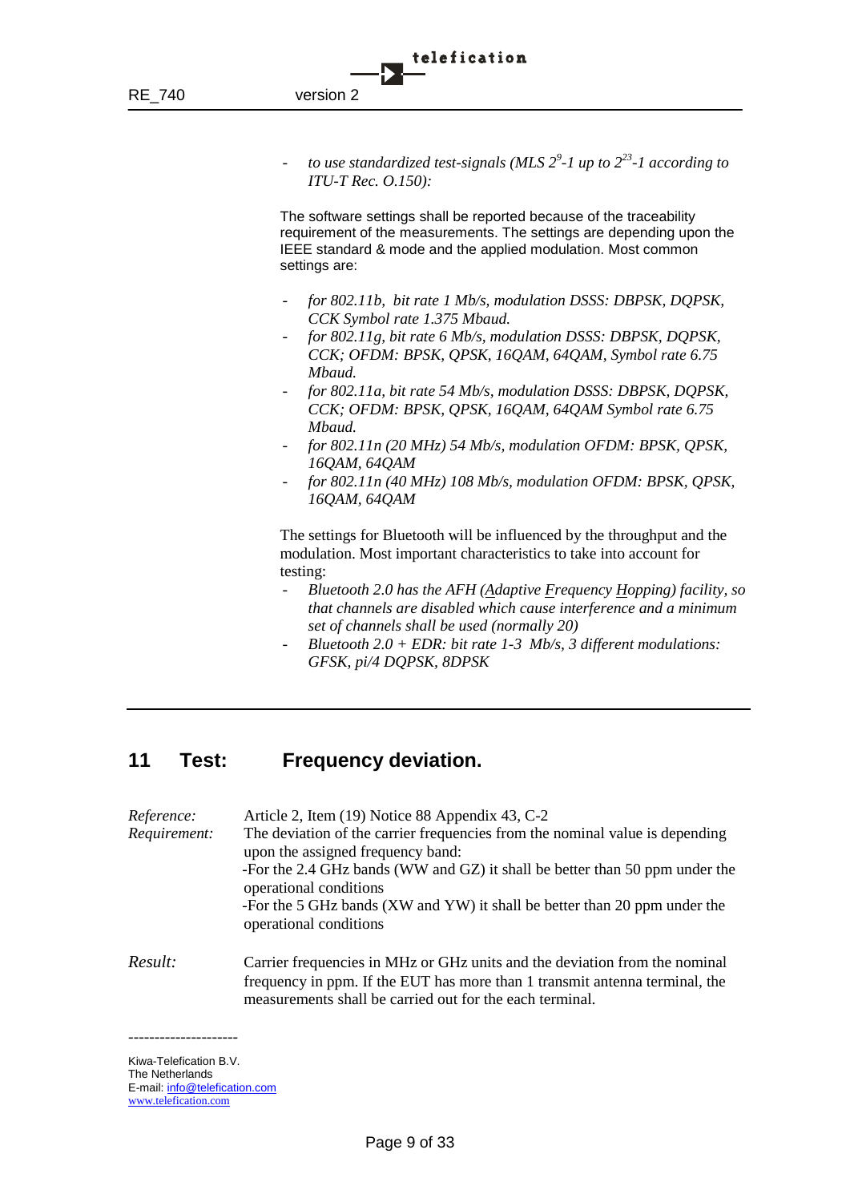- *to use standardized test-signals (MLS $2^9$-1 up to $2^{23}$-1 according to ITU-T Rec. O.150):*

The software settings shall be reported because of the traceability requirement of the measurements. The settings are depending upon the IEEE standard & mode and the applied modulation. Most common settings are:

- *for 802.11b, bit rate 1 Mb/s, modulation DSSS: DBPSK, DQPSK, CCK Symbol rate 1.375 Mbaud.*
- *for 802.11g, bit rate 6 Mb/s, modulation DSSS: DBPSK, DQPSK, CCK; OFDM: BPSK, QPSK, 16QAM, 64QAM, Symbol rate 6.75 Mbaud.*
- *for 802.11a, bit rate 54 Mb/s, modulation DSSS: DBPSK, DQPSK, CCK; OFDM: BPSK, QPSK, 16QAM, 64QAM Symbol rate 6.75 Mbaud.*
- *for 802.11n (20 MHz) 54 Mb/s, modulation OFDM: BPSK, QPSK, 16QAM, 64QAM*
- *for 802.11n (40 MHz) 108 Mb/s, modulation OFDM: BPSK, QPSK, 16QAM, 64QAM*

The settings for Bluetooth will be influenced by the throughput and the modulation. Most important characteristics to take into account for testing:

- *Bluetooth 2.0 has the AFH (Adaptive Frequency Hopping) facility, so that channels are disabled which cause interference and a minimum set of channels shall be used (normally 20)*
- *Bluetooth 2.0 + EDR: bit rate 1-3 Mb/s, 3 different modulations: GFSK, pi/4 DQPSK, 8DPSK*

---

## 11 Test: Frequency deviation.

*Reference:* Article 2, Item (19) Notice 88 Appendix 43, C-2

*Requirement:* The deviation of the carrier frequencies from the nominal value is depending upon the assigned frequency band:
-For the 2.4 GHz bands (WW and GZ) it shall be better than 50 ppm under the operational conditions
-For the 5 GHz bands (XW and YW) it shall be better than 20 ppm under the operational conditions

*Result:* Carrier frequencies in MHz or GHz units and the deviation from the nominal frequency in ppm. If the EUT has more than 1 transmit antenna terminal, the measurements shall be carried out for the each terminal.

---------------------

Kiwa-Telefication B.V.
The Netherlands
E-mail: info@telefication.com
www.telefication.com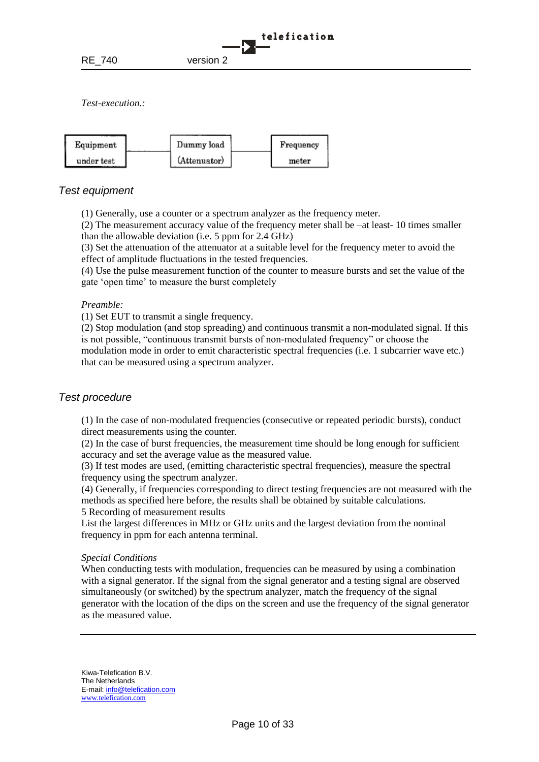*Test-execution.:*

Equipment under test — Dummy load (Attenuator) — Frequency meter

## Test equipment

(1) Generally, use a counter or a spectrum analyzer as the frequency meter.
(2) The measurement accuracy value of the frequency meter shall be –at least- 10 times smaller than the allowable deviation (i.e. 5 ppm for 2.4 GHz)
(3) Set the attenuation of the attenuator at a suitable level for the frequency meter to avoid the effect of amplitude fluctuations in the tested frequencies.
(4) Use the pulse measurement function of the counter to measure bursts and set the value of the gate 'open time' to measure the burst completely

*Preamble:*
(1) Set EUT to transmit a single frequency.
(2) Stop modulation (and stop spreading) and continuous transmit a non-modulated signal. If this is not possible, "continuous transmit bursts of non-modulated frequency" or choose the modulation mode in order to emit characteristic spectral frequencies (i.e. 1 subcarrier wave etc.) that can be measured using a spectrum analyzer.

## Test procedure

(1) In the case of non-modulated frequencies (consecutive or repeated periodic bursts), conduct direct measurements using the counter.
(2) In the case of burst frequencies, the measurement time should be long enough for sufficient accuracy and set the average value as the measured value.
(3) If test modes are used, (emitting characteristic spectral frequencies), measure the spectral frequency using the spectrum analyzer.
(4) Generally, if frequencies corresponding to direct testing frequencies are not measured with the methods as specified here before, the results shall be obtained by suitable calculations.
5 Recording of measurement results
List the largest differences in MHz or GHz units and the largest deviation from the nominal frequency in ppm for each antenna terminal.

*Special Conditions*
When conducting tests with modulation, frequencies can be measured by using a combination with a signal generator. If the signal from the signal generator and a testing signal are observed simultaneously (or switched) by the spectrum analyzer, match the frequency of the signal generator with the location of the dips on the screen and use the frequency of the signal generator as the measured value.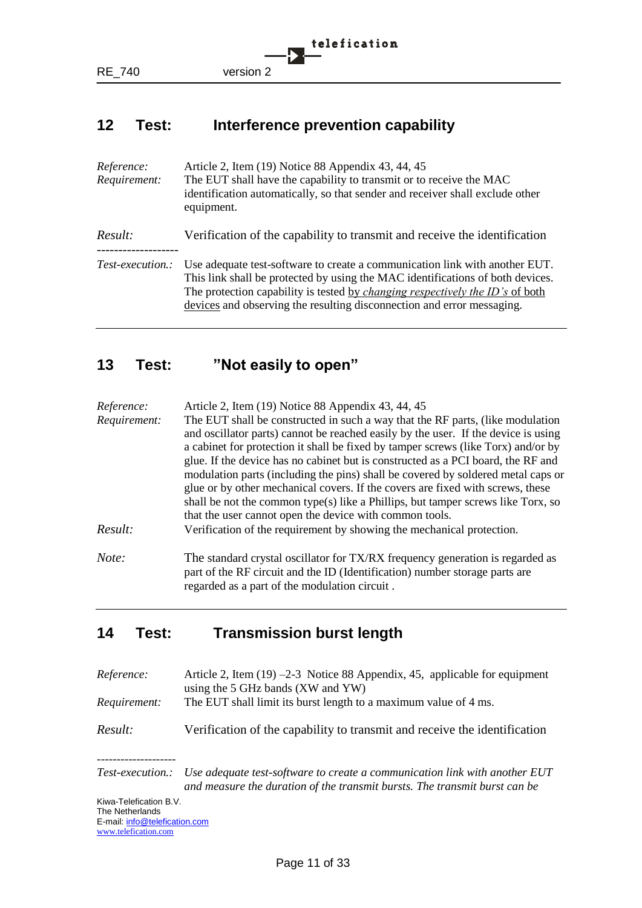## 12 Test: Interference prevention capability

*Reference:* Article 2, Item (19) Notice 88 Appendix 43, 44, 45

*Requirement:* The EUT shall have the capability to transmit or to receive the MAC identification automatically, so that sender and receiver shall exclude other equipment.

*Result:* Verification of the capability to transmit and receive the identification

-------------------

*Test-execution.:* Use adequate test-software to create a communication link with another EUT. This link shall be protected by using the MAC identifications of both devices. The protection capability is tested by *changing respectively the ID's* of both devices and observing the resulting disconnection and error messaging.

---

## 13 Test: "Not easily to open"

*Reference:* Article 2, Item (19) Notice 88 Appendix 43, 44, 45

*Requirement:* The EUT shall be constructed in such a way that the RF parts, (like modulation and oscillator parts) cannot be reached easily by the user. If the device is using a cabinet for protection it shall be fixed by tamper screws (like Torx) and/or by glue. If the device has no cabinet but is constructed as a PCI board, the RF and modulation parts (including the pins) shall be covered by soldered metal caps or glue or by other mechanical covers. If the covers are fixed with screws, these shall be not the common type(s) like a Phillips, but tamper screws like Torx, so that the user cannot open the device with common tools.

*Result:* Verification of the requirement by showing the mechanical protection.

*Note:* The standard crystal oscillator for TX/RX frequency generation is regarded as part of the RF circuit and the ID (Identification) number storage parts are regarded as a part of the modulation circuit .

---

## 14 Test: Transmission burst length

*Reference:* Article 2, Item (19) –2-3 Notice 88 Appendix, 45, applicable for equipment using the 5 GHz bands (XW and YW)

*Requirement:* The EUT shall limit its burst length to a maximum value of 4 ms.

*Result:* Verification of the capability to transmit and receive the identification

--------------------

*Test-execution.:* *Use adequate test-software to create a communication link with another EUT and measure the duration of the transmit bursts. The transmit burst can be*

Kiwa-Telefication B.V.
The Netherlands
E-mail: info@telefication.com
www.telefication.com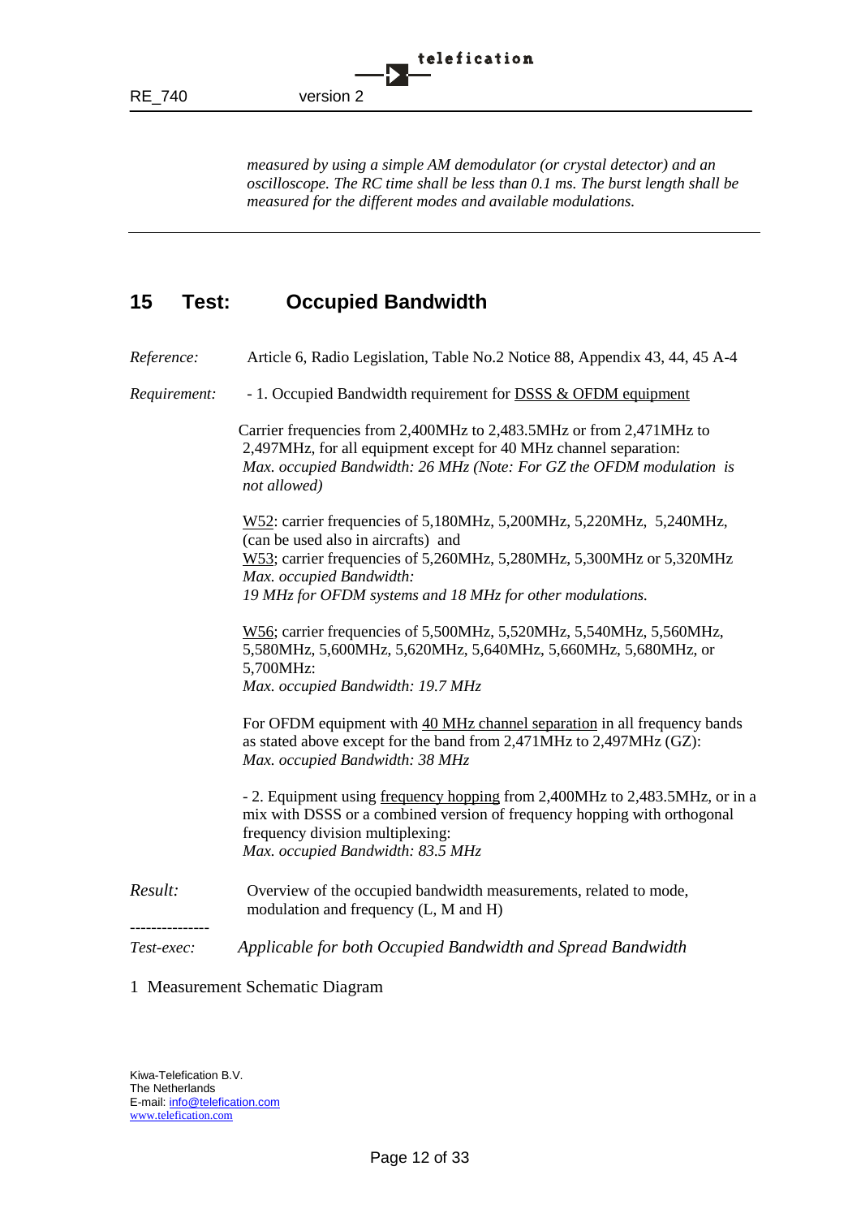*measured by using a simple AM demodulator (or crystal detector) and an oscilloscope. The RC time shall be less than 0.1 ms. The burst length shall be measured for the different modes and available modulations.*

---

## 15 Test: Occupied Bandwidth

*Reference:* Article 6, Radio Legislation, Table No.2 Notice 88, Appendix 43, 44, 45 A-4

*Requirement:* - 1. Occupied Bandwidth requirement for DSSS & OFDM equipment

Carrier frequencies from 2,400MHz to 2,483.5MHz or from 2,471MHz to 2,497MHz, for all equipment except for 40 MHz channel separation:
*Max. occupied Bandwidth: 26 MHz (Note: For GZ the OFDM modulation is not allowed)*

W52: carrier frequencies of 5,180MHz, 5,200MHz, 5,220MHz, 5,240MHz, (can be used also in aircrafts) and
W53; carrier frequencies of 5,260MHz, 5,280MHz, 5,300MHz or 5,320MHz
*Max. occupied Bandwidth:*
*19 MHz for OFDM systems and 18 MHz for other modulations.*

W56; carrier frequencies of 5,500MHz, 5,520MHz, 5,540MHz, 5,560MHz, 5,580MHz, 5,600MHz, 5,620MHz, 5,640MHz, 5,660MHz, 5,680MHz, or 5,700MHz:
*Max. occupied Bandwidth: 19.7 MHz*

For OFDM equipment with 40 MHz channel separation in all frequency bands as stated above except for the band from 2,471MHz to 2,497MHz (GZ):
*Max. occupied Bandwidth: 38 MHz*

- 2. Equipment using frequency hopping from 2,400MHz to 2,483.5MHz, or in a mix with DSSS or a combined version of frequency hopping with orthogonal frequency division multiplexing:
*Max. occupied Bandwidth: 83.5 MHz*

*Result:* Overview of the occupied bandwidth measurements, related to mode, modulation and frequency (L, M and H)

---------------

*Test-exec:* *Applicable for both Occupied Bandwidth and Spread Bandwidth*

1 Measurement Schematic Diagram

Kiwa-Telefication B.V.
The Netherlands
E-mail: info@telefication.com
www.telefication.com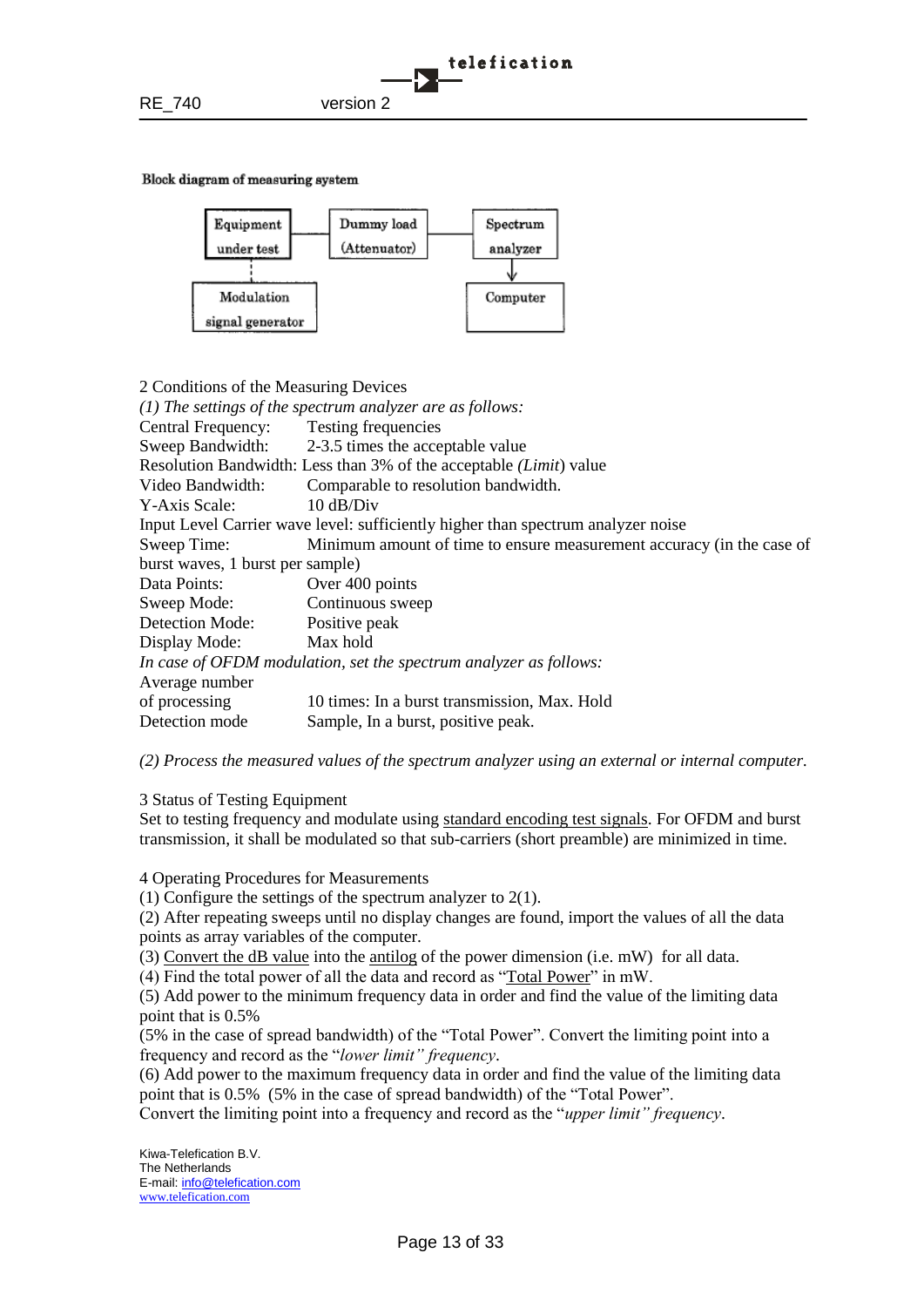**Block diagram of measuring system**

Equipment under test — Dummy load (Attenuator) — Spectrum analyzer

Modulation signal generator

Computer

2 Conditions of the Measuring Devices

*(1) The settings of the spectrum analyzer are as follows:*

Central Frequency: Testing frequencies

Sweep Bandwidth: 2-3.5 times the acceptable value

Resolution Bandwidth: Less than 3% of the acceptable *(Limit)* value

Video Bandwidth: Comparable to resolution bandwidth.

Y-Axis Scale: 10 dB/Div

Input Level Carrier wave level: sufficiently higher than spectrum analyzer noise

Sweep Time: Minimum amount of time to ensure measurement accuracy (in the case of burst waves, 1 burst per sample)

Data Points: Over 400 points

Sweep Mode: Continuous sweep

Detection Mode: Positive peak

Display Mode: Max hold

*In case of OFDM modulation, set the spectrum analyzer as follows:*

Average number of processing 10 times: In a burst transmission, Max. Hold

Detection mode Sample, In a burst, positive peak.

*(2) Process the measured values of the spectrum analyzer using an external or internal computer.*

3 Status of Testing Equipment

Set to testing frequency and modulate using standard encoding test signals. For OFDM and burst transmission, it shall be modulated so that sub-carriers (short preamble) are minimized in time.

4 Operating Procedures for Measurements

(1) Configure the settings of the spectrum analyzer to 2(1).

(2) After repeating sweeps until no display changes are found, import the values of all the data points as array variables of the computer.

(3) Convert the dB value into the antilog of the power dimension (i.e. mW) for all data.

(4) Find the total power of all the data and record as "Total Power" in mW.

(5) Add power to the minimum frequency data in order and find the value of the limiting data point that is 0.5%

(5% in the case of spread bandwidth) of the "Total Power". Convert the limiting point into a frequency and record as the "*lower limit" frequency*.

(6) Add power to the maximum frequency data in order and find the value of the limiting data point that is 0.5% (5% in the case of spread bandwidth) of the "Total Power".

Convert the limiting point into a frequency and record as the "*upper limit" frequency*.

Kiwa-Telefication B.V.
The Netherlands
E-mail: info@telefication.com
www.telefication.com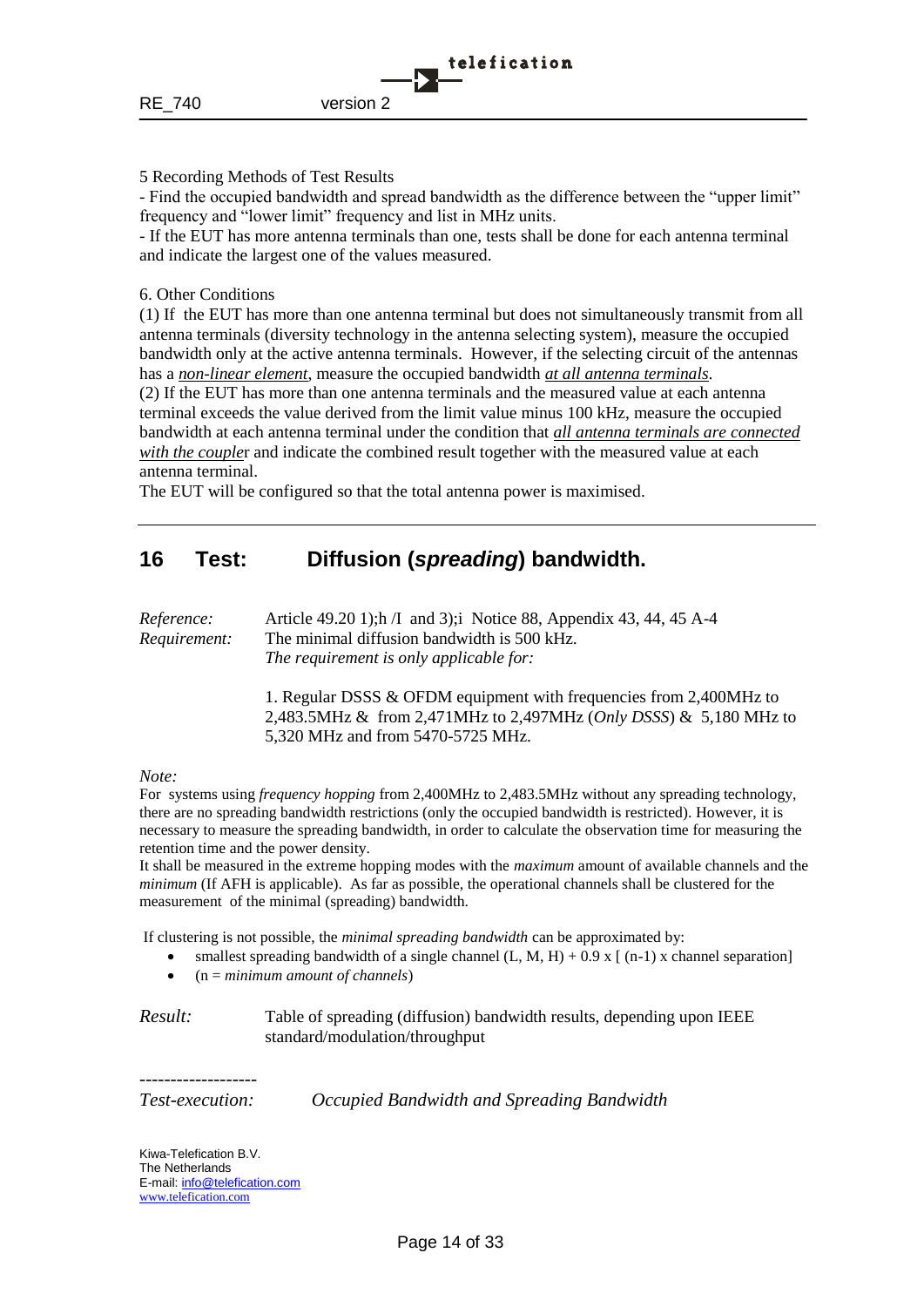5 Recording Methods of Test Results

- Find the occupied bandwidth and spread bandwidth as the difference between the "upper limit" frequency and "lower limit" frequency and list in MHz units.
- If the EUT has more antenna terminals than one, tests shall be done for each antenna terminal and indicate the largest one of the values measured.

6. Other Conditions

(1) If the EUT has more than one antenna terminal but does not simultaneously transmit from all antenna terminals (diversity technology in the antenna selecting system), measure the occupied bandwidth only at the active antenna terminals. However, if the selecting circuit of the antennas has a ***non-linear element***, measure the occupied bandwidth ***at all antenna terminals***.

(2) If the EUT has more than one antenna terminals and the measured value at each antenna terminal exceeds the value derived from the limit value minus 100 kHz, measure the occupied bandwidth at each antenna terminal under the condition that ***all antenna terminals are connected with the couple***r and indicate the combined result together with the measured value at each antenna terminal.

The EUT will be configured so that the total antenna power is maximised.

---

## 16 Test: Diffusion (*spreading*) bandwidth.

*Reference:* Article 49.20 1);h /I and 3);i Notice 88, Appendix 43, 44, 45 A-4

*Requirement:* The minimal diffusion bandwidth is 500 kHz.
*The requirement is only applicable for:*

1. Regular DSSS & OFDM equipment with frequencies from 2,400MHz to 2,483.5MHz & from 2,471MHz to 2,497MHz (*Only DSSS*) & 5,180 MHz to 5,320 MHz and from 5470-5725 MHz.

*Note:*

For systems using *frequency hopping* from 2,400MHz to 2,483.5MHz without any spreading technology, there are no spreading bandwidth restrictions (only the occupied bandwidth is restricted). However, it is necessary to measure the spreading bandwidth, in order to calculate the observation time for measuring the retention time and the power density.

It shall be measured in the extreme hopping modes with the *maximum* amount of available channels and the *minimum* (If AFH is applicable). As far as possible, the operational channels shall be clustered for the measurement of the minimal (spreading) bandwidth.

If clustering is not possible, the *minimal spreading bandwidth* can be approximated by:

- smallest spreading bandwidth of a single channel (L, M, H) + 0.9 x [ (n-1) x channel separation]
- (n = *minimum amount of channels*)

*Result:* Table of spreading (diffusion) bandwidth results, depending upon IEEE standard/modulation/throughput

-------------------

*Test-execution:* *Occupied Bandwidth and Spreading Bandwidth*

Kiwa-Telefication B.V.
The Netherlands
E-mail: info@telefication.com
www.telefication.com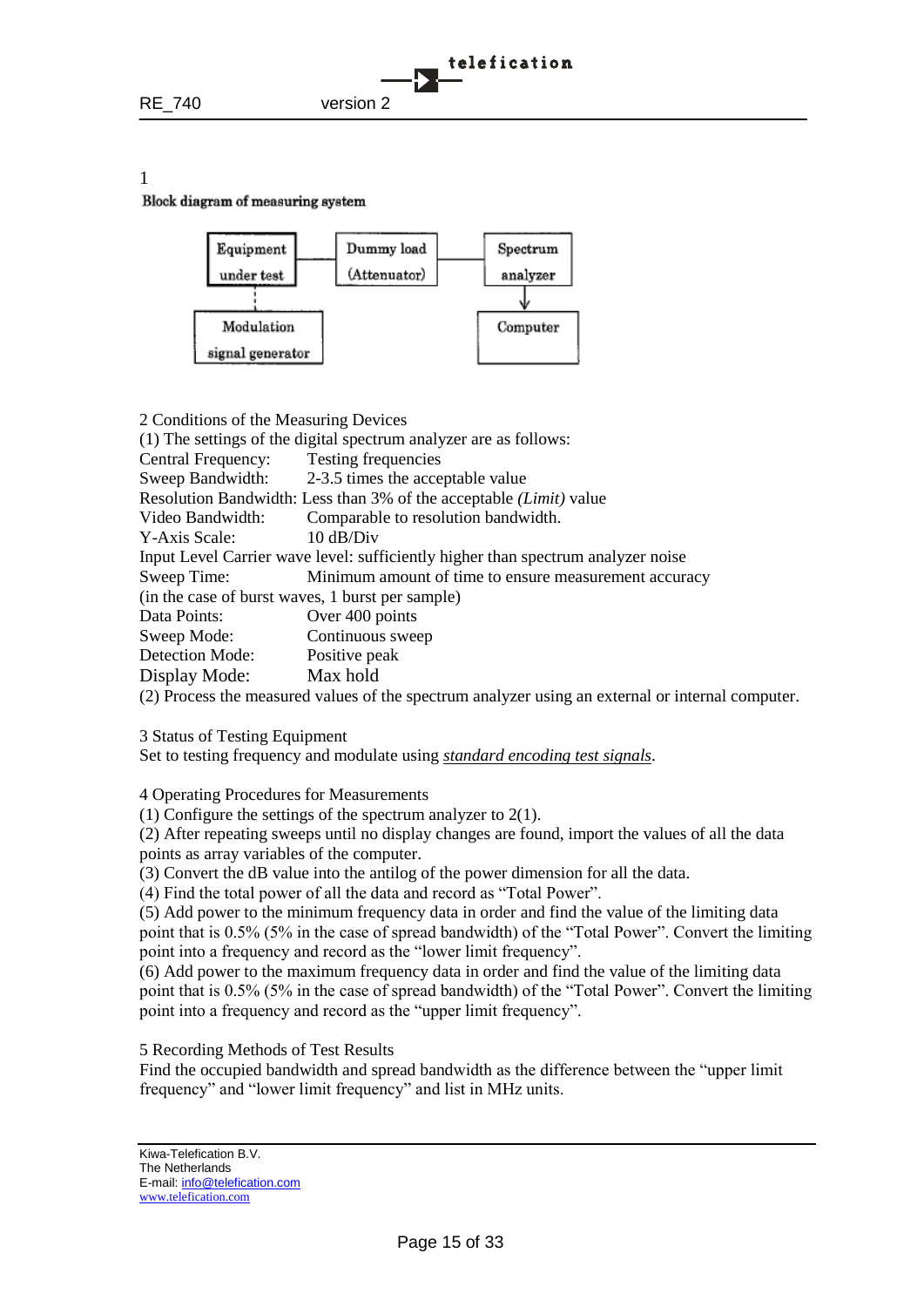1

**Block diagram of measuring system**

Equipment under test — Dummy load (Attenuator) — Spectrum analyzer

Modulation signal generator

Computer

2 Conditions of the Measuring Devices

(1) The settings of the digital spectrum analyzer are as follows:

Central Frequency: Testing frequencies
Sweep Bandwidth: 2-3.5 times the acceptable value
Resolution Bandwidth: Less than 3% of the acceptable *(Limit)* value
Video Bandwidth: Comparable to resolution bandwidth.
Y-Axis Scale: 10 dB/Div
Input Level Carrier wave level: sufficiently higher than spectrum analyzer noise
Sweep Time: Minimum amount of time to ensure measurement accuracy
(in the case of burst waves, 1 burst per sample)
Data Points: Over 400 points
Sweep Mode: Continuous sweep
Detection Mode: Positive peak
Display Mode: Max hold

(2) Process the measured values of the spectrum analyzer using an external or internal computer.

3 Status of Testing Equipment

Set to testing frequency and modulate using *standard encoding test signals*.

4 Operating Procedures for Measurements

(1) Configure the settings of the spectrum analyzer to 2(1).
(2) After repeating sweeps until no display changes are found, import the values of all the data points as array variables of the computer.
(3) Convert the dB value into the antilog of the power dimension for all the data.
(4) Find the total power of all the data and record as "Total Power".
(5) Add power to the minimum frequency data in order and find the value of the limiting data point that is 0.5% (5% in the case of spread bandwidth) of the "Total Power". Convert the limiting point into a frequency and record as the "lower limit frequency".
(6) Add power to the maximum frequency data in order and find the value of the limiting data point that is 0.5% (5% in the case of spread bandwidth) of the "Total Power". Convert the limiting point into a frequency and record as the "upper limit frequency".

5 Recording Methods of Test Results

Find the occupied bandwidth and spread bandwidth as the difference between the "upper limit frequency" and "lower limit frequency" and list in MHz units.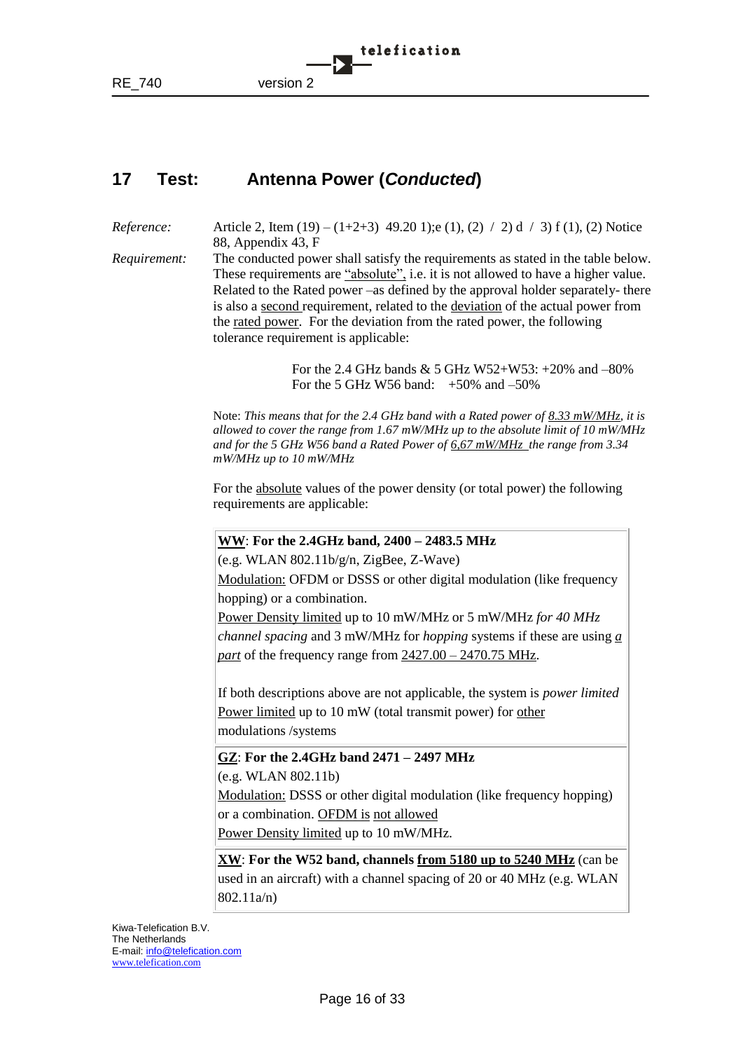## 17 Test: Antenna Power (*Conducted*)

*Reference:* Article 2, Item (19) – (1+2+3) 49.20 1);e (1), (2) / 2) d / 3) f (1), (2) Notice 88, Appendix 43, F

*Requirement:* The conducted power shall satisfy the requirements as stated in the table below. These requirements are "absolute", i.e. it is not allowed to have a higher value. Related to the Rated power –as defined by the approval holder separately- there is also a second requirement, related to the deviation of the actual power from the rated power. For the deviation from the rated power, the following tolerance requirement is applicable:

For the 2.4 GHz bands & 5 GHz W52+W53: +20% and –80%
For the 5 GHz W56 band: +50% and –50%

Note: *This means that for the 2.4 GHz band with a Rated power of 8.33 mW/MHz, it is allowed to cover the range from 1.67 mW/MHz up to the absolute limit of 10 mW/MHz and for the 5 GHz W56 band a Rated Power of 6,67 mW/MHz the range from 3.34 mW/MHz up to 10 mW/MHz*

For the absolute values of the power density (or total power) the following requirements are applicable:

| |
|---|
| **WW: For the 2.4GHz band, 2400 – 2483.5 MHz**<br>(e.g. WLAN 802.11b/g/n, ZigBee, Z-Wave)<br>Modulation: OFDM or DSSS or other digital modulation (like frequency hopping) or a combination.<br>Power Density limited up to 10 mW/MHz or 5 mW/MHz *for 40 MHz channel spacing* and 3 mW/MHz for *hopping* systems if these are using *a part* of the frequency range from 2427.00 – 2470.75 MHz.<br><br>If both descriptions above are not applicable, the system is *power limited*<br>Power limited up to 10 mW (total transmit power) for other modulations /systems |
| **GZ: For the 2.4GHz band 2471 – 2497 MHz**<br>(e.g. WLAN 802.11b)<br>Modulation: DSSS or other digital modulation (like frequency hopping) or a combination. OFDM is not allowed<br>Power Density limited up to 10 mW/MHz. |
| **XW: For the W52 band, channels from 5180 up to 5240 MHz** (can be used in an aircraft) with a channel spacing of 20 or 40 MHz (e.g. WLAN 802.11a/n) |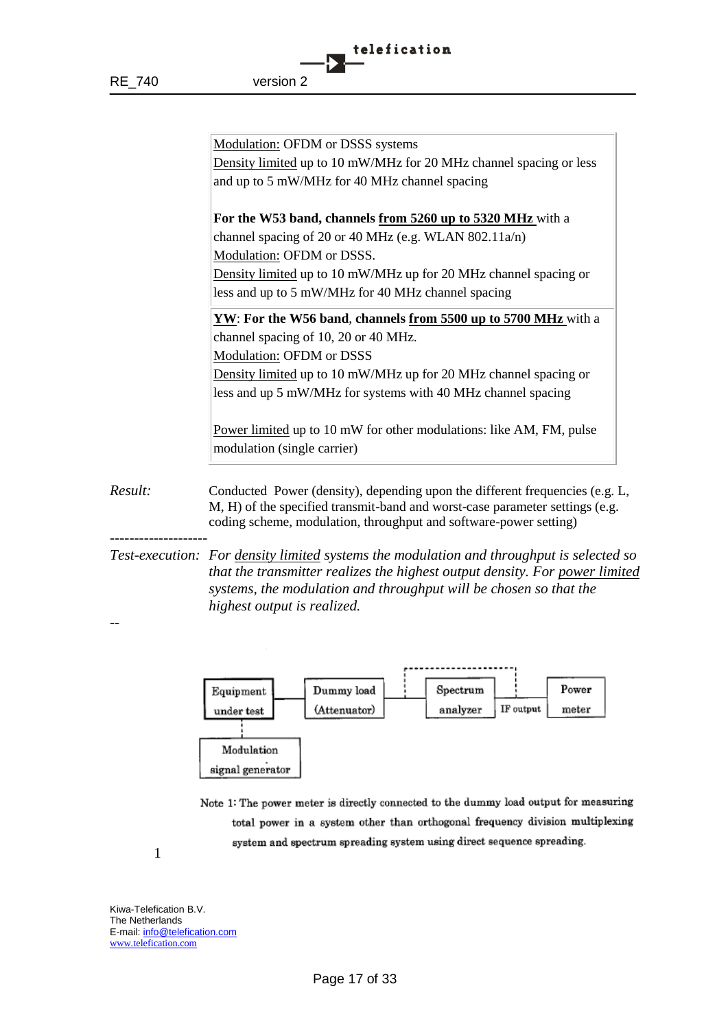Modulation: OFDM or DSSS systems
Density limited up to 10 mW/MHz for 20 MHz channel spacing or less and up to 5 mW/MHz for 40 MHz channel spacing

**For the W53 band, channels from 5260 up to 5320 MHz** with a channel spacing of 20 or 40 MHz (e.g. WLAN 802.11a/n)
Modulation: OFDM or DSSS.
Density limited up to 10 mW/MHz up for 20 MHz channel spacing or less and up to 5 mW/MHz for 40 MHz channel spacing

**YW: For the W56 band, channels from 5500 up to 5700 MHz** with a channel spacing of 10, 20 or 40 MHz.
Modulation: OFDM or DSSS
Density limited up to 10 mW/MHz up for 20 MHz channel spacing or less and up 5 mW/MHz for systems with 40 MHz channel spacing

Power limited up to 10 mW for other modulations: like AM, FM, pulse modulation (single carrier)

*Result:* Conducted Power (density), depending upon the different frequencies (e.g. L, M, H) of the specified transmit-band and worst-case parameter settings (e.g. coding scheme, modulation, throughput and software-power setting)

--------------------

*Test-execution:* *For density limited systems the modulation and throughput is selected so that the transmitter realizes the highest output density. For power limited systems, the modulation and throughput will be chosen so that the highest output is realized.*

--

Equipment under test — Dummy load (Attenuator) — Spectrum analyzer — IF output — Power meter

Modulation signal generator

Note 1: The power meter is directly connected to the dummy load output for measuring total power in a system other than orthogonal frequency division multiplexing system and spectrum spreading system using direct sequence spreading.

1

Kiwa-Telefication B.V.
The Netherlands
E-mail: info@telefication.com
www.telefication.com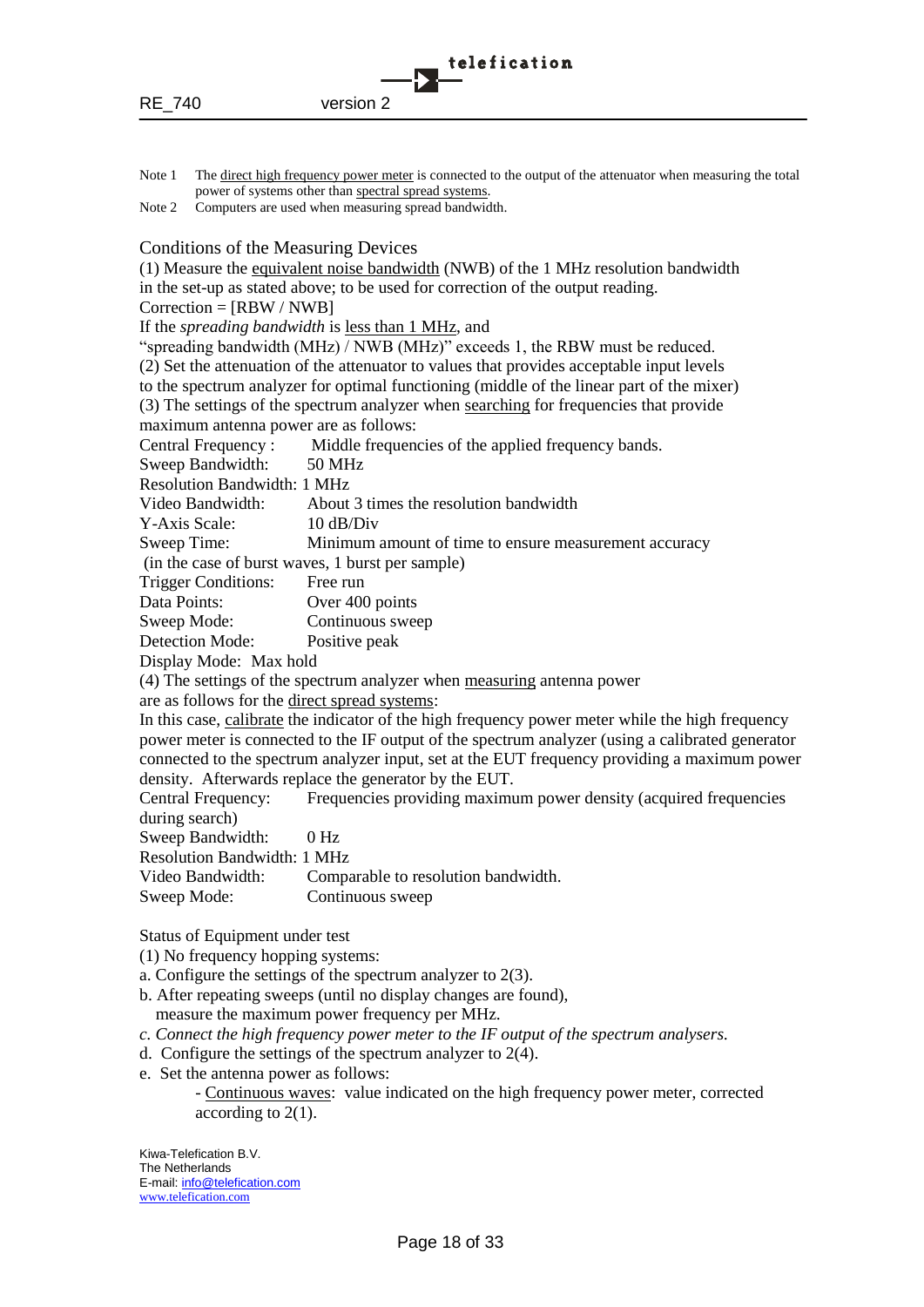Note 1 The direct high frequency power meter is connected to the output of the attenuator when measuring the total power of systems other than spectral spread systems.

Note 2 Computers are used when measuring spread bandwidth.

Conditions of the Measuring Devices

(1) Measure the equivalent noise bandwidth (NWB) of the 1 MHz resolution bandwidth in the set-up as stated above; to be used for correction of the output reading.

Correction = [RBW / NWB]

If the *spreading bandwidth* is less than 1 MHz, and

"spreading bandwidth (MHz) / NWB (MHz)" exceeds 1, the RBW must be reduced.

(2) Set the attenuation of the attenuator to values that provides acceptable input levels to the spectrum analyzer for optimal functioning (middle of the linear part of the mixer)

(3) The settings of the spectrum analyzer when searching for frequencies that provide maximum antenna power are as follows:

Central Frequency : Middle frequencies of the applied frequency bands.
Sweep Bandwidth: 50 MHz
Resolution Bandwidth: 1 MHz
Video Bandwidth: About 3 times the resolution bandwidth
Y-Axis Scale: 10 dB/Div
Sweep Time: Minimum amount of time to ensure measurement accuracy
(in the case of burst waves, 1 burst per sample)
Trigger Conditions: Free run
Data Points: Over 400 points
Sweep Mode: Continuous sweep
Detection Mode: Positive peak
Display Mode: Max hold

(4) The settings of the spectrum analyzer when measuring antenna power are as follows for the direct spread systems:

In this case, calibrate the indicator of the high frequency power meter while the high frequency power meter is connected to the IF output of the spectrum analyzer (using a calibrated generator connected to the spectrum analyzer input, set at the EUT frequency providing a maximum power density. Afterwards replace the generator by the EUT.

Central Frequency: Frequencies providing maximum power density (acquired frequencies during search)
Sweep Bandwidth: 0 Hz
Resolution Bandwidth: 1 MHz
Video Bandwidth: Comparable to resolution bandwidth.
Sweep Mode: Continuous sweep

Status of Equipment under test

(1) No frequency hopping systems:

a. Configure the settings of the spectrum analyzer to 2(3).

b. After repeating sweeps (until no display changes are found), measure the maximum power frequency per MHz.

*c. Connect the high frequency power meter to the IF output of the spectrum analysers.*

d. Configure the settings of the spectrum analyzer to 2(4).

e. Set the antenna power as follows:

- Continuous waves: value indicated on the high frequency power meter, corrected according to 2(1).

Kiwa-Telefication B.V.
The Netherlands
E-mail: info@telefication.com
www.telefication.com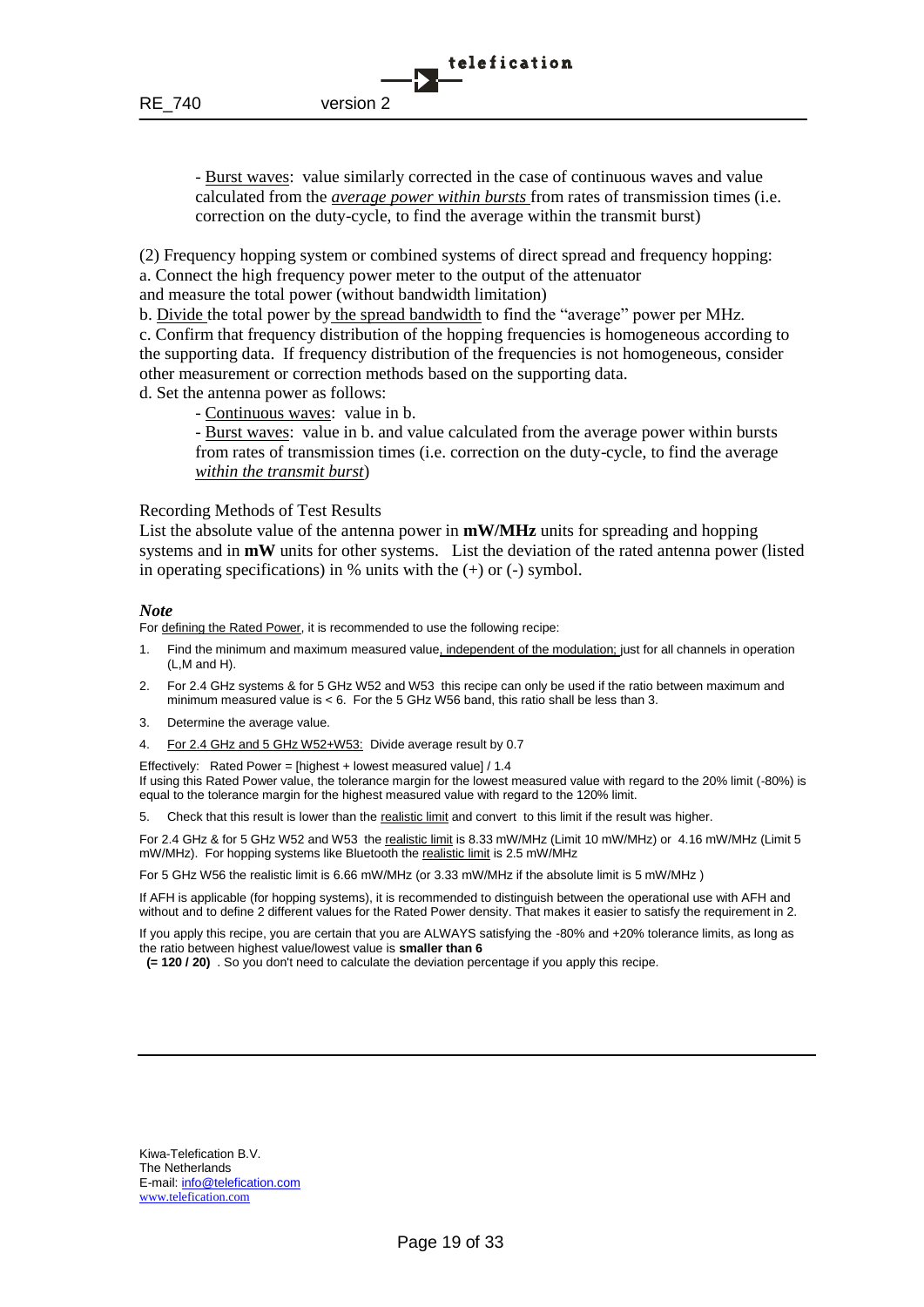- Burst waves: value similarly corrected in the case of continuous waves and value calculated from the *average power within bursts* from rates of transmission times (i.e. correction on the duty-cycle, to find the average within the transmit burst)

(2) Frequency hopping system or combined systems of direct spread and frequency hopping:
a. Connect the high frequency power meter to the output of the attenuator and measure the total power (without bandwidth limitation)
b. Divide the total power by the spread bandwidth to find the "average" power per MHz.
c. Confirm that frequency distribution of the hopping frequencies is homogeneous according to the supporting data. If frequency distribution of the frequencies is not homogeneous, consider other measurement or correction methods based on the supporting data.
d. Set the antenna power as follows:

- Continuous waves: value in b.
- Burst waves: value in b. and value calculated from the average power within bursts from rates of transmission times (i.e. correction on the duty-cycle, to find the average *within the transmit burst*)

Recording Methods of Test Results

List the absolute value of the antenna power in **mW/MHz** units for spreading and hopping systems and in **mW** units for other systems. List the deviation of the rated antenna power (listed in operating specifications) in % units with the (+) or (-) symbol.

***Note***

For defining the Rated Power, it is recommended to use the following recipe:

1. Find the minimum and maximum measured value, independent of the modulation; just for all channels in operation (L,M and H).
2. For 2.4 GHz systems & for 5 GHz W52 and W53 this recipe can only be used if the ratio between maximum and minimum measured value is < 6. For the 5 GHz W56 band, this ratio shall be less than 3.
3. Determine the average value.
4. For 2.4 GHz and 5 GHz W52+W53: Divide average result by 0.7

Effectively: Rated Power = [highest + lowest measured value] / 1.4
If using this Rated Power value, the tolerance margin for the lowest measured value with regard to the 20% limit (-80%) is equal to the tolerance margin for the highest measured value with regard to the 120% limit.

5. Check that this result is lower than the realistic limit and convert to this limit if the result was higher.

For 2.4 GHz & for 5 GHz W52 and W53 the realistic limit is 8.33 mW/MHz (Limit 10 mW/MHz) or 4.16 mW/MHz (Limit 5 mW/MHz). For hopping systems like Bluetooth the realistic limit is 2.5 mW/MHz

For 5 GHz W56 the realistic limit is 6.66 mW/MHz (or 3.33 mW/MHz if the absolute limit is 5 mW/MHz )

If AFH is applicable (for hopping systems), it is recommended to distinguish between the operational use with AFH and without and to define 2 different values for the Rated Power density. That makes it easier to satisfy the requirement in 2.

If you apply this recipe, you are certain that you are ALWAYS satisfying the -80% and +20% tolerance limits, as long as the ratio between highest value/lowest value is **smaller than 6 (= 120 / 20)** . So you don't need to calculate the deviation percentage if you apply this recipe.

Kiwa-Telefication B.V.
The Netherlands
E-mail: info@telefication.com
www.telefication.com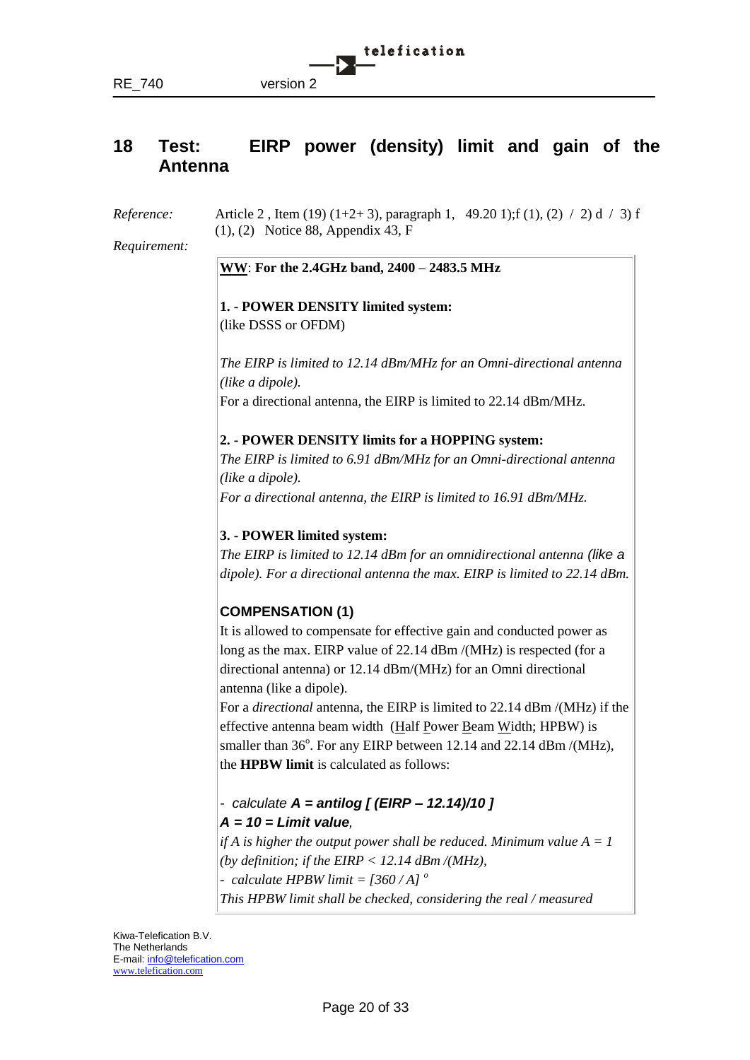## 18 Test: EIRP power (density) limit and gain of the Antenna

*Reference:* Article 2 , Item (19) (1+2+ 3), paragraph 1, 49.20 1);f (1), (2) / 2) d / 3) f (1), (2) Notice 88, Appendix 43, F

*Requirement:*

**WW**: **For the 2.4GHz band, 2400 – 2483.5 MHz**

**1. - POWER DENSITY limited system:**
(like DSSS or OFDM)

*The EIRP is limited to 12.14 dBm/MHz for an Omni-directional antenna (like a dipole).*
For a directional antenna, the EIRP is limited to 22.14 dBm/MHz.

**2. - POWER DENSITY limits for a HOPPING system:**
*The EIRP is limited to 6.91 dBm/MHz for an Omni-directional antenna (like a dipole).*
*For a directional antenna, the EIRP is limited to 16.91 dBm/MHz.*

**3. - POWER limited system:**
*The EIRP is limited to 12.14 dBm for an omnidirectional antenna (like a dipole). For a directional antenna the max. EIRP is limited to 22.14 dBm.*

**COMPENSATION (1)**
It is allowed to compensate for effective gain and conducted power as long as the max. EIRP value of 22.14 dBm /(MHz) is respected (for a directional antenna) or 12.14 dBm/(MHz) for an Omni directional antenna (like a dipole).
For a *directional* antenna, the EIRP is limited to 22.14 dBm /(MHz) if the effective antenna beam width (Half Power Beam Width; HPBW) is smaller than 36°. For any EIRP between 12.14 and 22.14 dBm /(MHz), the **HPBW limit** is calculated as follows:

- *calculate* ***A = antilog [ (EIRP – 12.14)/10 ]***
***A = 10 = Limit value****,*
*if A is higher the output power shall be reduced. Minimum value A = 1 (by definition; if the EIRP < 12.14 dBm /(MHz),*
- *calculate HPBW limit = [360 / A] °*
*This HPBW limit shall be checked, considering the real / measured*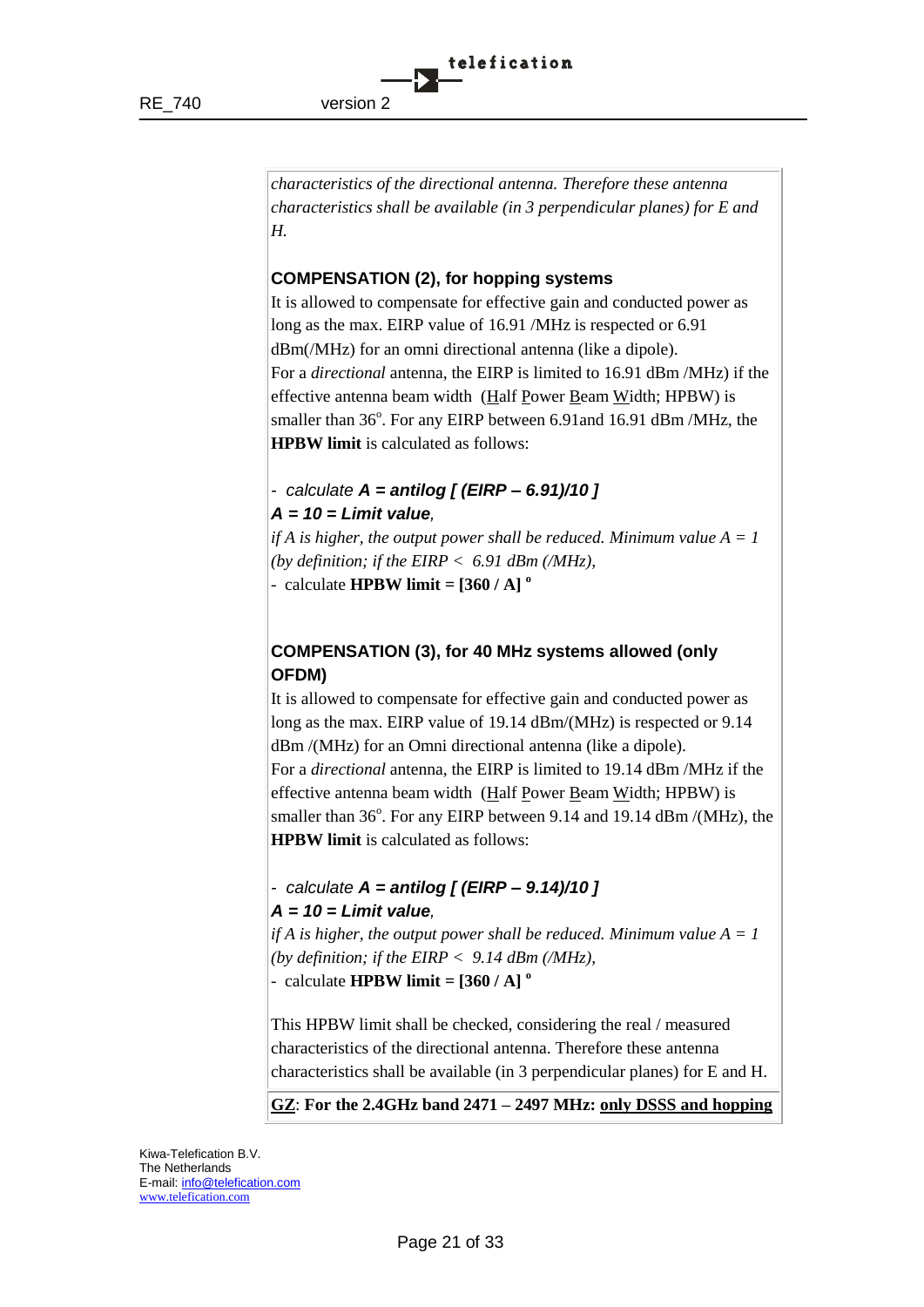*characteristics of the directional antenna. Therefore these antenna characteristics shall be available (in 3 perpendicular planes) for E and H.*

**COMPENSATION (2), for hopping systems**

It is allowed to compensate for effective gain and conducted power as long as the max. EIRP value of 16.91 /MHz is respected or 6.91 dBm(/MHz) for an omni directional antenna (like a dipole).
For a *directional* antenna, the EIRP is limited to 16.91 dBm /MHz) if the effective antenna beam width (Half Power Beam Width; HPBW) is smaller than 36°. For any EIRP between 6.91and 16.91 dBm /MHz, the **HPBW limit** is calculated as follows:

- *calculate* ***A = antilog [ (EIRP – 6.91)/10 ]***
***A = 10 = Limit value**,*
*if A is higher, the output power shall be reduced. Minimum value A = 1 (by definition; if the EIRP < 6.91 dBm (/MHz),*
- calculate **HPBW limit = [360 / A] °**

**COMPENSATION (3), for 40 MHz systems allowed (only OFDM)**

It is allowed to compensate for effective gain and conducted power as long as the max. EIRP value of 19.14 dBm/(MHz) is respected or 9.14 dBm /(MHz) for an Omni directional antenna (like a dipole).
For a *directional* antenna, the EIRP is limited to 19.14 dBm /MHz if the effective antenna beam width (Half Power Beam Width; HPBW) is smaller than 36°. For any EIRP between 9.14 and 19.14 dBm /(MHz), the **HPBW limit** is calculated as follows:

- *calculate* ***A = antilog [ (EIRP – 9.14)/10 ]***
***A = 10 = Limit value**,*
*if A is higher, the output power shall be reduced. Minimum value A = 1 (by definition; if the EIRP < 9.14 dBm (/MHz),*
- calculate **HPBW limit = [360 / A] °**

This HPBW limit shall be checked, considering the real / measured characteristics of the directional antenna. Therefore these antenna characteristics shall be available (in 3 perpendicular planes) for E and H.

**GZ**: **For the 2.4GHz band 2471 – 2497 MHz: only DSSS and hopping**

Kiwa-Telefication B.V.
The Netherlands
E-mail: info@telefication.com
www.telefication.com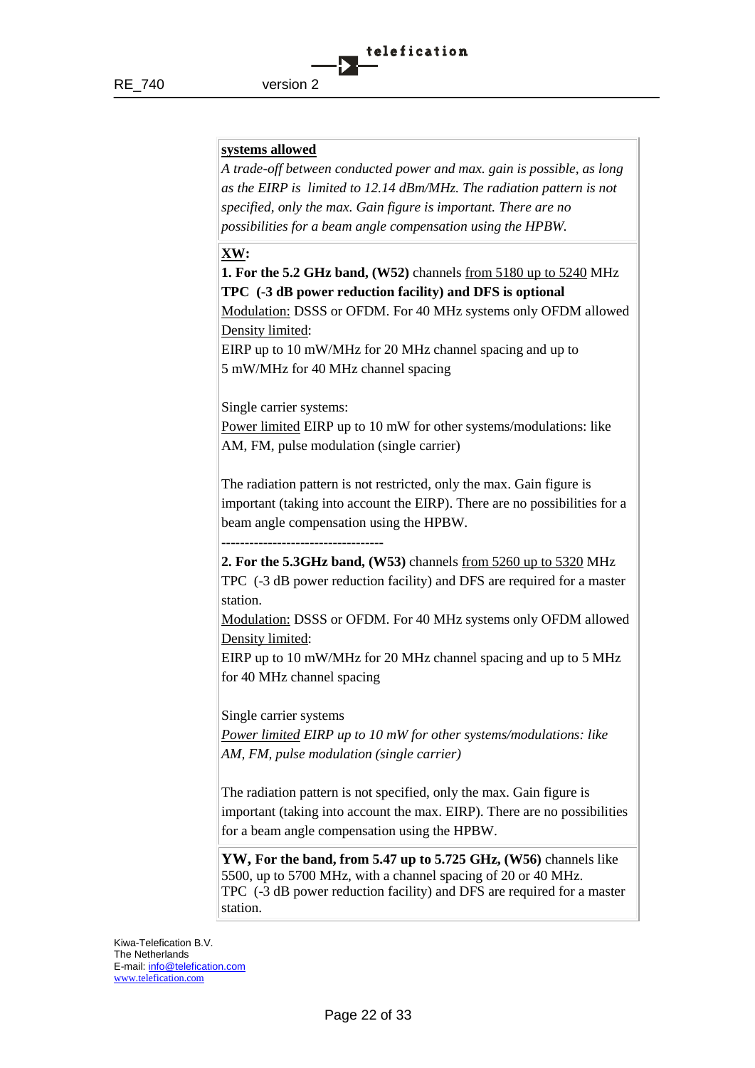**systems allowed**

*A trade-off between conducted power and max. gain is possible, as long as the EIRP is limited to 12.14 dBm/MHz. The radiation pattern is not specified, only the max. Gain figure is important. There are no possibilities for a beam angle compensation using the HPBW.*

**XW:**

**1. For the 5.2 GHz band, (W52)** channels from 5180 up to 5240 MHz
**TPC (-3 dB power reduction facility) and DFS is optional**
Modulation: DSSS or OFDM. For 40 MHz systems only OFDM allowed
Density limited:
EIRP up to 10 mW/MHz for 20 MHz channel spacing and up to 5 mW/MHz for 40 MHz channel spacing

Single carrier systems:
Power limited EIRP up to 10 mW for other systems/modulations: like AM, FM, pulse modulation (single carrier)

The radiation pattern is not restricted, only the max. Gain figure is important (taking into account the EIRP). There are no possibilities for a beam angle compensation using the HPBW.

-----------------------------------

**2. For the 5.3GHz band, (W53)** channels from 5260 up to 5320 MHz
TPC (-3 dB power reduction facility) and DFS are required for a master station.
Modulation: DSSS or OFDM. For 40 MHz systems only OFDM allowed
Density limited:
EIRP up to 10 mW/MHz for 20 MHz channel spacing and up to 5 MHz for 40 MHz channel spacing

Single carrier systems
*Power limited EIRP up to 10 mW for other systems/modulations: like AM, FM, pulse modulation (single carrier)*

The radiation pattern is not specified, only the max. Gain figure is important (taking into account the max. EIRP). There are no possibilities for a beam angle compensation using the HPBW.

**YW, For the band, from 5.47 up to 5.725 GHz, (W56)** channels like 5500, up to 5700 MHz, with a channel spacing of 20 or 40 MHz.
TPC (-3 dB power reduction facility) and DFS are required for a master station.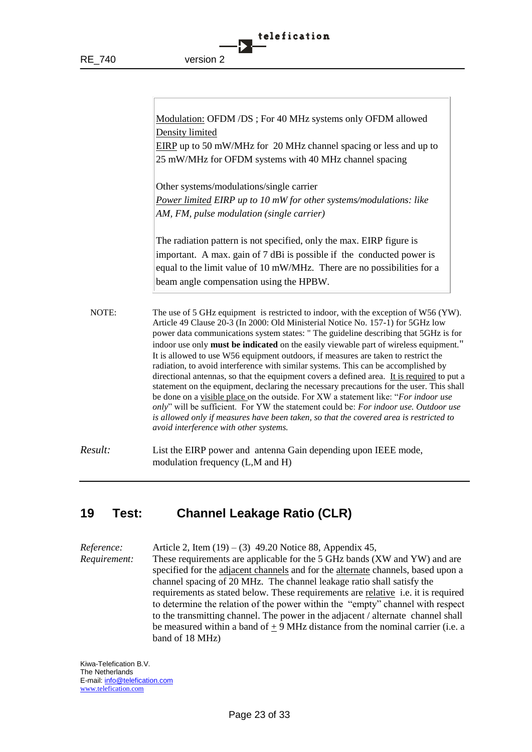Modulation: OFDM /DS ; For 40 MHz systems only OFDM allowed
Density limited
EIRP up to 50 mW/MHz for 20 MHz channel spacing or less and up to 25 mW/MHz for OFDM systems with 40 MHz channel spacing

Other systems/modulations/single carrier
*Power limited EIRP up to 10 mW for other systems/modulations: like AM, FM, pulse modulation (single carrier)*

The radiation pattern is not specified, only the max. EIRP figure is important. A max. gain of 7 dBi is possible if the conducted power is equal to the limit value of 10 mW/MHz. There are no possibilities for a beam angle compensation using the HPBW.

NOTE: The use of 5 GHz equipment is restricted to indoor, with the exception of W56 (YW). Article 49 Clause 20-3 (In 2000: Old Ministerial Notice No. 157-1) for 5GHz low power data communications system states: " The guideline describing that 5GHz is for indoor use only **must be indicated** on the easily viewable part of wireless equipment." It is allowed to use W56 equipment outdoors, if measures are taken to restrict the radiation, to avoid interference with similar systems. This can be accomplished by directional antennas, so that the equipment covers a defined area. It is required to put a statement on the equipment, declaring the necessary precautions for the user. This shall be done on a visible place on the outside. For XW a statement like: "*For indoor use only*" will be sufficient. For YW the statement could be: *For indoor use. Outdoor use is allowed only if measures have been taken, so that the covered area is restricted to avoid interference with other systems.*

*Result:* List the EIRP power and antenna Gain depending upon IEEE mode, modulation frequency (L,M and H)

## 19 Test: Channel Leakage Ratio (CLR)

*Reference:* Article 2, Item (19) – (3) 49.20 Notice 88, Appendix 45,

*Requirement:* These requirements are applicable for the 5 GHz bands (XW and YW) and are specified for the adjacent channels and for the alternate channels, based upon a channel spacing of 20 MHz. The channel leakage ratio shall satisfy the requirements as stated below. These requirements are relative i.e. it is required to determine the relation of the power within the "empty" channel with respect to the transmitting channel. The power in the adjacent / alternate channel shall be measured within a band of ± 9 MHz distance from the nominal carrier (i.e. a band of 18 MHz)

Kiwa-Telefication B.V.
The Netherlands
E-mail: info@telefication.com
www.telefication.com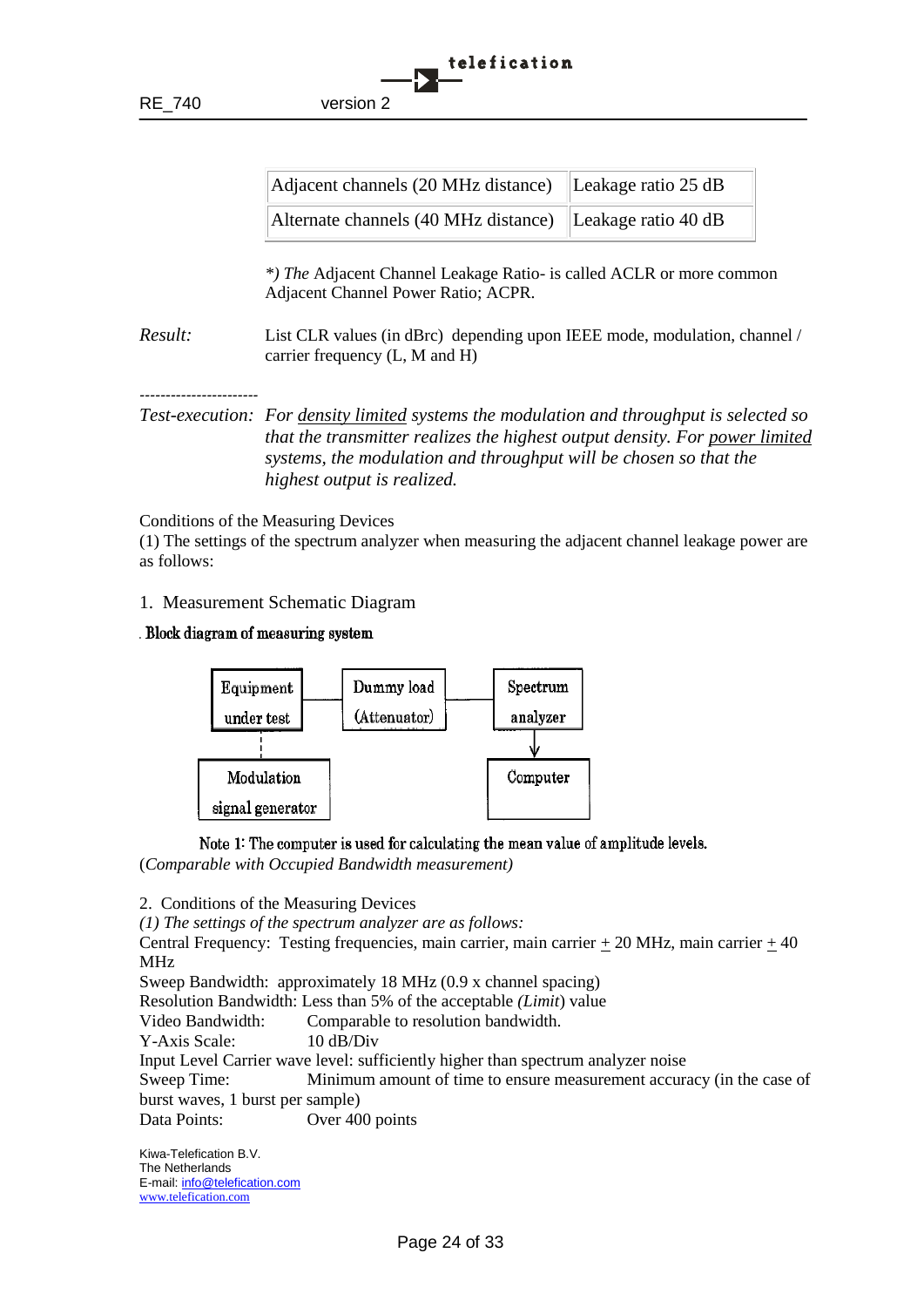| Adjacent channels (20 MHz distance) | Leakage ratio 25 dB |
|---|---|
| Alternate channels (40 MHz distance) | Leakage ratio 40 dB |

*) *The* Adjacent Channel Leakage Ratio- is called ACLR or more common Adjacent Channel Power Ratio; ACPR.

*Result:* List CLR values (in dBrc) depending upon IEEE mode, modulation, channel / carrier frequency (L, M and H)

----------------------

*Test-execution:* *For density limited systems the modulation and throughput is selected so that the transmitter realizes the highest output density. For power limited systems, the modulation and throughput will be chosen so that the highest output is realized.*

Conditions of the Measuring Devices
(1) The settings of the spectrum analyzer when measuring the adjacent channel leakage power are as follows:

1. Measurement Schematic Diagram

. **Block diagram of measuring system**

Equipment under test — Dummy load (Attenuator) — Spectrum analyzer

Modulation signal generator (connected to Equipment under test)

Computer (connected to Spectrum analyzer)

Note 1: The computer is used for calculating the mean value of amplitude levels.
(*Comparable with Occupied Bandwidth measurement)*

2. Conditions of the Measuring Devices
*(1) The settings of the spectrum analyzer are as follows:*
Central Frequency: Testing frequencies, main carrier, main carrier ± 20 MHz, main carrier ± 40 MHz
Sweep Bandwidth: approximately 18 MHz (0.9 x channel spacing)
Resolution Bandwidth: Less than 5% of the acceptable *(Limit*) value
Video Bandwidth: Comparable to resolution bandwidth.
Y-Axis Scale: 10 dB/Div
Input Level Carrier wave level: sufficiently higher than spectrum analyzer noise
Sweep Time: Minimum amount of time to ensure measurement accuracy (in the case of burst waves, 1 burst per sample)
Data Points: Over 400 points

Kiwa-Telefication B.V.
The Netherlands
E-mail: info@telefication.com
www.telefication.com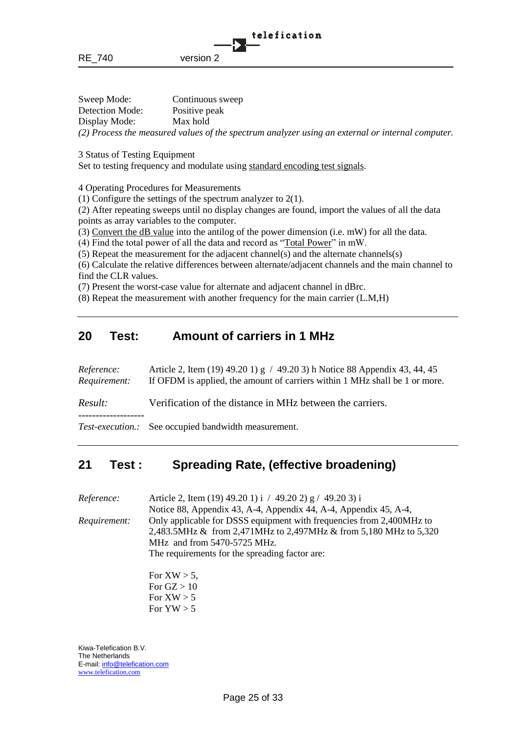Sweep Mode: Continuous sweep
Detection Mode: Positive peak
Display Mode: Max hold

*(2) Process the measured values of the spectrum analyzer using an external or internal computer.*

3 Status of Testing Equipment
Set to testing frequency and modulate using standard encoding test signals.

4 Operating Procedures for Measurements
(1) Configure the settings of the spectrum analyzer to 2(1).
(2) After repeating sweeps until no display changes are found, import the values of all the data points as array variables to the computer.
(3) Convert the dB value into the antilog of the power dimension (i.e. mW) for all the data.
(4) Find the total power of all the data and record as "Total Power" in mW.
(5) Repeat the measurement for the adjacent channel(s) and the alternate channels(s)
(6) Calculate the relative differences between alternate/adjacent channels and the main channel to find the CLR values.
(7) Present the worst-case value for alternate and adjacent channel in dBrc.
(8) Repeat the measurement with another frequency for the main carrier (L.M,H)

---

## 20 Test: Amount of carriers in 1 MHz

*Reference:* Article 2, Item (19) 49.20 1) g / 49.20 3) h Notice 88 Appendix 43, 44, 45
*Requirement:* If OFDM is applied, the amount of carriers within 1 MHz shall be 1 or more.

*Result:* Verification of the distance in MHz between the carriers.

-------------------

*Test-execution.:* See occupied bandwidth measurement.

---

## 21 Test : Spreading Rate, (effective broadening)

*Reference:* Article 2, Item (19) 49.20 1) i / 49.20 2) g / 49.20 3) i
Notice 88, Appendix 43, A-4, Appendix 44, A-4, Appendix 45, A-4,
*Requirement:* Only applicable for DSSS equipment with frequencies from 2,400MHz to 2,483.5MHz & from 2,471MHz to 2,497MHz & from 5,180 MHz to 5,320 MHz and from 5470-5725 MHz.
The requirements for the spreading factor are:

For XW > 5,
For GZ > 10
For XW > 5
For YW > 5

Kiwa-Telefication B.V.
The Netherlands
E-mail: info@telefication.com
www.telefication.com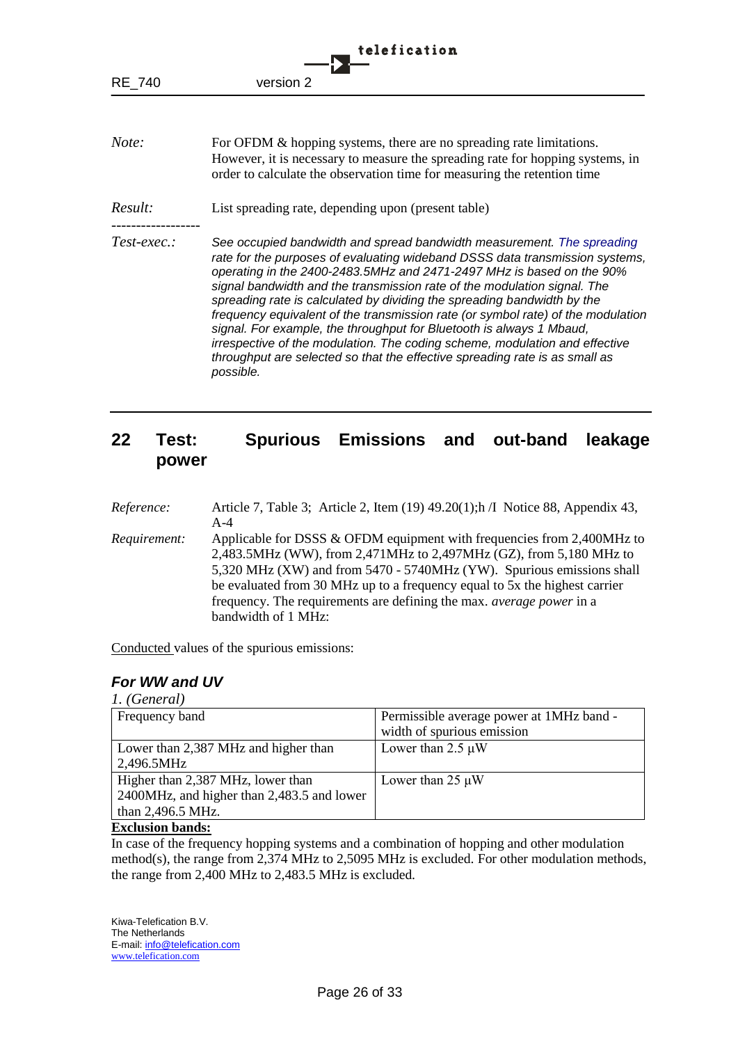*Note:* For OFDM & hopping systems, there are no spreading rate limitations. However, it is necessary to measure the spreading rate for hopping systems, in order to calculate the observation time for measuring the retention time

*Result:* List spreading rate, depending upon (present table)

------------------

*Test-exec.:* *See occupied bandwidth and spread bandwidth measurement. The spreading rate for the purposes of evaluating wideband DSSS data transmission systems, operating in the 2400-2483.5MHz and 2471-2497 MHz is based on the 90% signal bandwidth and the transmission rate of the modulation signal. The spreading rate is calculated by dividing the spreading bandwidth by the frequency equivalent of the transmission rate (or symbol rate) of the modulation signal. For example, the throughput for Bluetooth is always 1 Mbaud, irrespective of the modulation. The coding scheme, modulation and effective throughput are selected so that the effective spreading rate is as small as possible.*

## 22 Test: Spurious Emissions and out-band leakage power

*Reference:* Article 7, Table 3; Article 2, Item (19) 49.20(1);h /I Notice 88, Appendix 43, A-4

*Requirement:* Applicable for DSSS & OFDM equipment with frequencies from 2,400MHz to 2,483.5MHz (WW), from 2,471MHz to 2,497MHz (GZ), from 5,180 MHz to 5,320 MHz (XW) and from 5470 - 5740MHz (YW). Spurious emissions shall be evaluated from 30 MHz up to a frequency equal to 5x the highest carrier frequency. The requirements are defining the max. *average power* in a bandwidth of 1 MHz:

Conducted values of the spurious emissions:

### *For WW and UV*

*1. (General)*

| Frequency band | Permissible average power at 1MHz band - width of spurious emission |
|---|---|
| Lower than 2,387 MHz and higher than 2,496.5MHz | Lower than 2.5 μW |
| Higher than 2,387 MHz, lower than 2400MHz, and higher than 2,483.5 and lower than 2,496.5 MHz. | Lower than 25 μW |

**Exclusion bands:**

In case of the frequency hopping systems and a combination of hopping and other modulation method(s), the range from 2,374 MHz to 2,5095 MHz is excluded. For other modulation methods, the range from 2,400 MHz to 2,483.5 MHz is excluded.

Kiwa-Telefication B.V.
The Netherlands
E-mail: info@telefication.com
www.telefication.com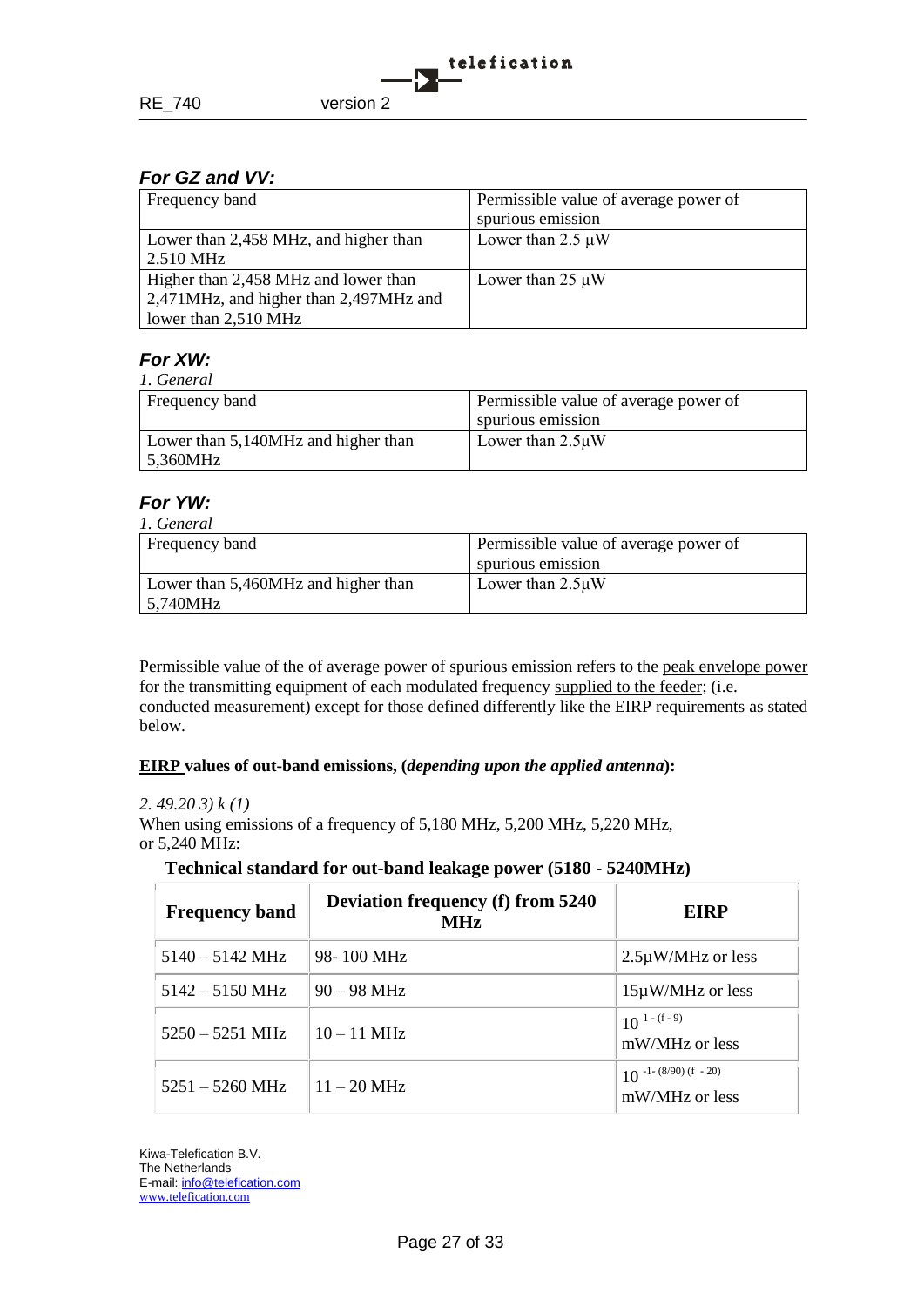### *For GZ and VV:*

| Frequency band | Permissible value of average power of spurious emission |
|---|---|
| Lower than 2,458 MHz, and higher than 2.510 MHz | Lower than 2.5 µW |
| Higher than 2,458 MHz and lower than 2,471MHz, and higher than 2,497MHz and lower than 2,510 MHz | Lower than 25 µW |

### *For XW:*

*1. General*

| Frequency band | Permissible value of average power of spurious emission |
|---|---|
| Lower than 5,140MHz and higher than 5,360MHz | Lower than 2.5µW |

### *For YW:*

*1. General*

| Frequency band | Permissible value of average power of spurious emission |
|---|---|
| Lower than 5,460MHz and higher than 5,740MHz | Lower than 2.5µW |

Permissible value of the of average power of spurious emission refers to the peak envelope power for the transmitting equipment of each modulated frequency supplied to the feeder; (i.e. conducted measurement) except for those defined differently like the EIRP requirements as stated below.

**EIRP values of out-band emissions, (*depending upon the applied antenna*):**

*2. 49.20 3) k (1)*

When using emissions of a frequency of 5,180 MHz, 5,200 MHz, 5,220 MHz, or 5,240 MHz:

**Technical standard for out-band leakage power (5180 - 5240MHz)**

| Frequency band | Deviation frequency (f) from 5240 MHz | EIRP |
|---|---|---|
| 5140 – 5142 MHz | 98- 100 MHz | 2.5µW/MHz or less |
| 5142 – 5150 MHz | 90 – 98 MHz | 15µW/MHz or less |
| 5250 – 5251 MHz | 10 – 11 MHz | $10^{1-(f-9)}$ mW/MHz or less |
| 5251 – 5260 MHz | 11 – 20 MHz | $10^{-1-(8/90)(f-20)}$ mW/MHz or less |

Kiwa-Telefication B.V.
The Netherlands
E-mail: info@telefication.com
www.telefication.com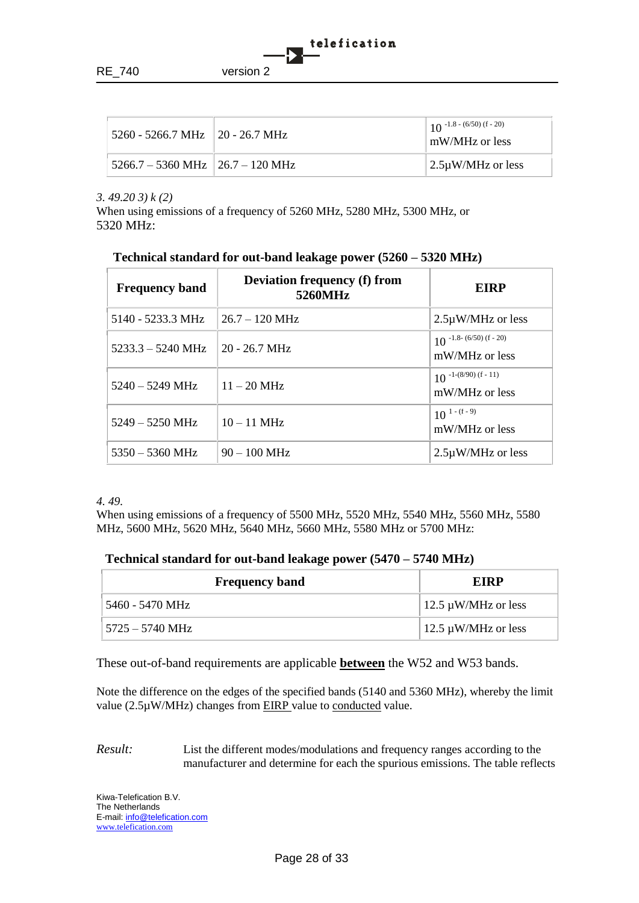| 5260 - 5266.7 MHz | 20 - 26.7 MHz | $10^{-1.8 - (6/50)(f - 20)}$ mW/MHz or less |
|---|---|---|
| 5266.7 – 5360 MHz | 26.7 – 120 MHz | 2.5µW/MHz or less |

*3. 49.20 3) k (2)*
When using emissions of a frequency of 5260 MHz, 5280 MHz, 5300 MHz, or 5320 MHz:

**Technical standard for out-band leakage power (5260 – 5320 MHz)**

| **Frequency band** | **Deviation frequency (f) from 5260MHz** | **EIRP** |
|---|---|---|
| 5140 - 5233.3 MHz | 26.7 – 120 MHz | 2.5µW/MHz or less |
| 5233.3 – 5240 MHz | 20 - 26.7 MHz | $10^{-1.8 - (6/50)(f - 20)}$ mW/MHz or less |
| 5240 – 5249 MHz | 11 – 20 MHz | $10^{-1-(8/90)(f - 11)}$ mW/MHz or less |
| 5249 – 5250 MHz | 10 – 11 MHz | $10^{1 - (f - 9)}$ mW/MHz or less |
| 5350 – 5360 MHz | 90 – 100 MHz | 2.5µW/MHz or less |

*4. 49.*
When using emissions of a frequency of 5500 MHz, 5520 MHz, 5540 MHz, 5560 MHz, 5580 MHz, 5600 MHz, 5620 MHz, 5640 MHz, 5660 MHz, 5580 MHz or 5700 MHz:

**Technical standard for out-band leakage power (5470 – 5740 MHz)**

| **Frequency band** | **EIRP** |
|---|---|
| 5460 - 5470 MHz | 12.5 µW/MHz or less |
| 5725 – 5740 MHz | 12.5 µW/MHz or less |

These out-of-band requirements are applicable **between** the W52 and W53 bands.

Note the difference on the edges of the specified bands (5140 and 5360 MHz), whereby the limit value (2.5µW/MHz) changes from EIRP value to conducted value.

*Result:* List the different modes/modulations and frequency ranges according to the manufacturer and determine for each the spurious emissions. The table reflects

Kiwa-Telefication B.V.
The Netherlands
E-mail: info@telefication.com
www.telefication.com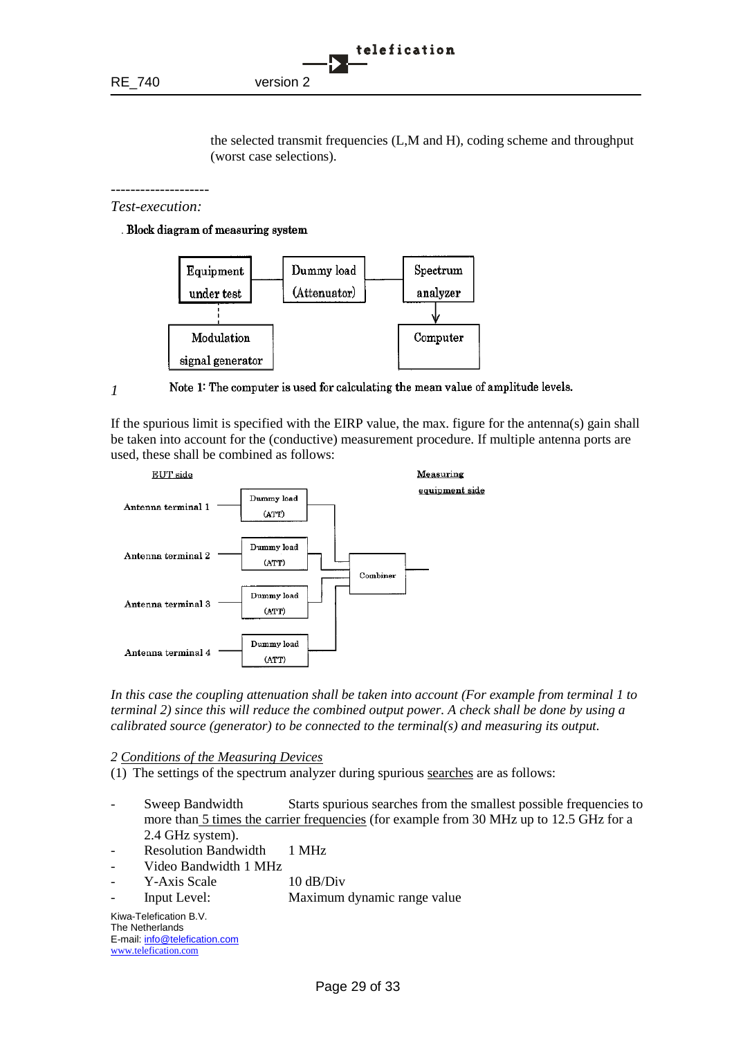the selected transmit frequencies (L,M and H), coding scheme and throughput (worst case selections).

--------------------

*Test-execution:*

. **Block diagram of measuring system**

Equipment under test — Dummy load (Attenuator) — Spectrum analyzer

Modulation signal generator

Computer

*1* Note 1: The computer is used for calculating the mean value of amplitude levels.

If the spurious limit is specified with the EIRP value, the max. figure for the antenna(s) gain shall be taken into account for the (conductive) measurement procedure. If multiple antenna ports are used, these shall be combined as follows:

EUT side

Measuring equipment side

Antenna terminal 1 — Dummy load (ATT)

Antenna terminal 2 — Dummy load (ATT)

Antenna terminal 3 — Dummy load (ATT)

Antenna terminal 4 — Dummy load (ATT)

Combiner

*In this case the coupling attenuation shall be taken into account (For example from terminal 1 to terminal 2) since this will reduce the combined output power. A check shall be done by using a calibrated source (generator) to be connected to the terminal(s) and measuring its output.*

*2 Conditions of the Measuring Devices*

(1) The settings of the spectrum analyzer during spurious searches are as follows:

- Sweep Bandwidth Starts spurious searches from the smallest possible frequencies to more than 5 times the carrier frequencies (for example from 30 MHz up to 12.5 GHz for a 2.4 GHz system).
- Resolution Bandwidth 1 MHz
- Video Bandwidth 1 MHz
- Y-Axis Scale 10 dB/Div
- Input Level: Maximum dynamic range value

Kiwa-Telefication B.V.
The Netherlands
E-mail: info@telefication.com
www.telefication.com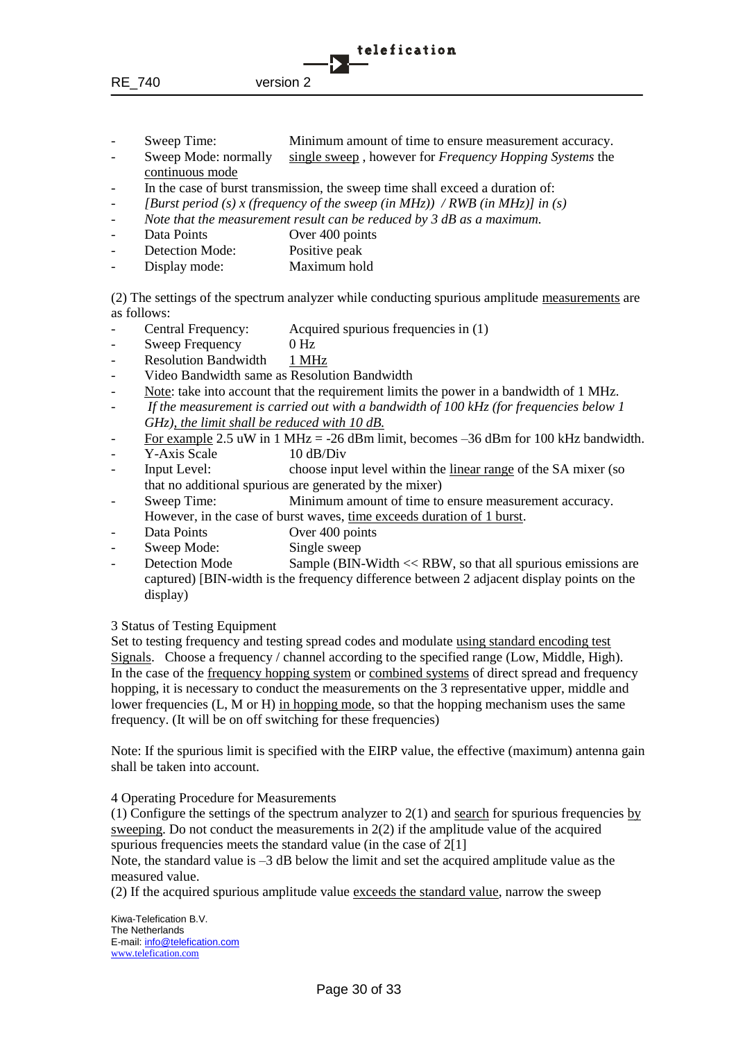- Sweep Time: Minimum amount of time to ensure measurement accuracy.
- Sweep Mode: normally single sweep , however for *Frequency Hopping Systems* the continuous mode
- In the case of burst transmission, the sweep time shall exceed a duration of:
- *[Burst period (s) x (frequency of the sweep (in MHz)) / RWB (in MHz)] in (s)*
- *Note that the measurement result can be reduced by 3 dB as a maximum.*
- Data Points Over 400 points
- Detection Mode: Positive peak
- Display mode: Maximum hold

(2) The settings of the spectrum analyzer while conducting spurious amplitude measurements are as follows:

- Central Frequency: Acquired spurious frequencies in (1)
- Sweep Frequency 0 Hz
- Resolution Bandwidth 1 MHz
- Video Bandwidth same as Resolution Bandwidth
- Note: take into account that the requirement limits the power in a bandwidth of 1 MHz.
- *If the measurement is carried out with a bandwidth of 100 kHz (for frequencies below 1 GHz), the limit shall be reduced with 10 dB.*
- For example 2.5 uW in 1 MHz = -26 dBm limit, becomes –36 dBm for 100 kHz bandwidth.
- Y-Axis Scale 10 dB/Div
- Input Level: choose input level within the linear range of the SA mixer (so that no additional spurious are generated by the mixer)
- Sweep Time: Minimum amount of time to ensure measurement accuracy. However, in the case of burst waves, time exceeds duration of 1 burst.
- Data Points Over 400 points
- Sweep Mode: Single sweep
- Detection Mode Sample (BIN-Width << RBW, so that all spurious emissions are captured) [BIN-width is the frequency difference between 2 adjacent display points on the display)

3 Status of Testing Equipment

Set to testing frequency and testing spread codes and modulate using standard encoding test Signals. Choose a frequency / channel according to the specified range (Low, Middle, High). In the case of the frequency hopping system or combined systems of direct spread and frequency hopping, it is necessary to conduct the measurements on the 3 representative upper, middle and lower frequencies (L, M or H) in hopping mode, so that the hopping mechanism uses the same frequency. (It will be on off switching for these frequencies)

Note: If the spurious limit is specified with the EIRP value, the effective (maximum) antenna gain shall be taken into account.

4 Operating Procedure for Measurements

(1) Configure the settings of the spectrum analyzer to 2(1) and search for spurious frequencies by sweeping. Do not conduct the measurements in 2(2) if the amplitude value of the acquired spurious frequencies meets the standard value (in the case of 2[1]

Note, the standard value is –3 dB below the limit and set the acquired amplitude value as the measured value.

(2) If the acquired spurious amplitude value exceeds the standard value, narrow the sweep

Kiwa-Telefication B.V.
The Netherlands
E-mail: info@telefication.com
www.telefication.com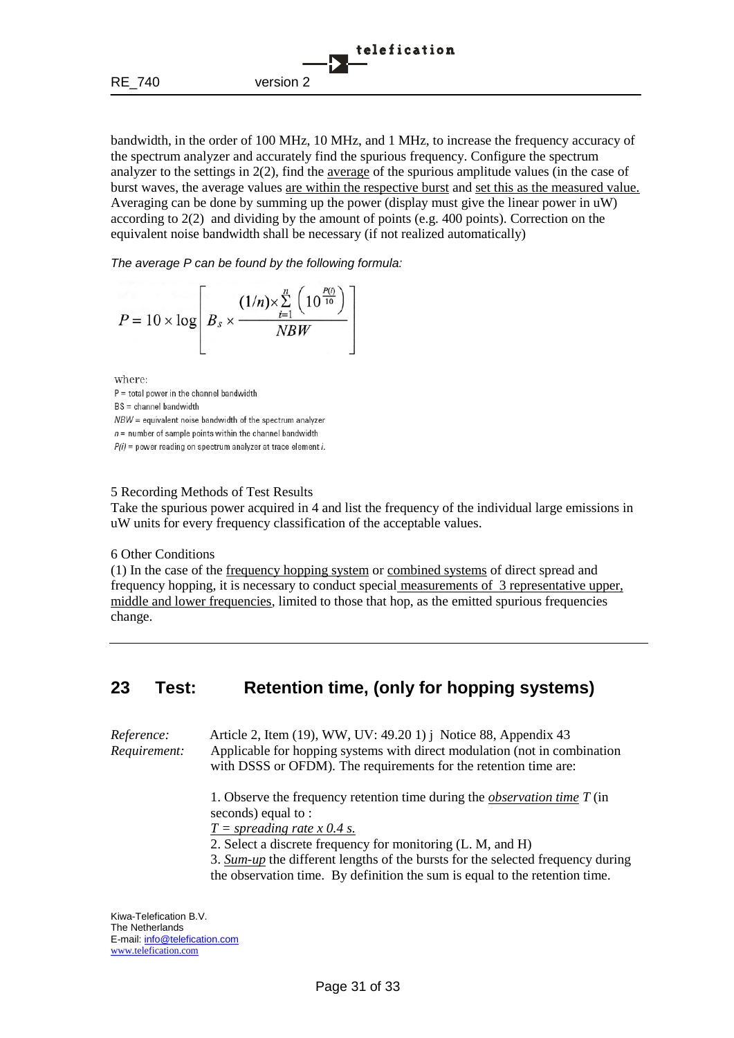bandwidth, in the order of 100 MHz, 10 MHz, and 1 MHz, to increase the frequency accuracy of the spectrum analyzer and accurately find the spurious frequency. Configure the spectrum analyzer to the settings in 2(2), find the average of the spurious amplitude values (in the case of burst waves, the average values are within the respective burst and set this as the measured value. Averaging can be done by summing up the power (display must give the linear power in uW) according to 2(2) and dividing by the amount of points (e.g. 400 points). Correction on the equivalent noise bandwidth shall be necessary (if not realized automatically)

*The average P can be found by the following formula:*

$$P = 10 \times \log \left[ B_s \times \frac{(1/n) \times \sum_{i=1}^{n} \left( 10^{\frac{P(i)}{10}} \right)}{NBW} \right]$$

where:
P = total power in the channel bandwidth
BS = channel bandwidth
*NBW* = equivalent noise bandwidth of the spectrum analyzer
*n* = number of sample points within the channel bandwidth
*P(i)* = power reading on spectrum analyzer at trace element *i*.

5 Recording Methods of Test Results
Take the spurious power acquired in 4 and list the frequency of the individual large emissions in uW units for every frequency classification of the acceptable values.

6 Other Conditions
(1) In the case of the frequency hopping system or combined systems of direct spread and frequency hopping, it is necessary to conduct special measurements of 3 representative upper, middle and lower frequencies, limited to those that hop, as the emitted spurious frequencies change.

---

## 23 Test: Retention time, (only for hopping systems)

*Reference:* Article 2, Item (19), WW, UV: 49.20 1) j Notice 88, Appendix 43

*Requirement:* Applicable for hopping systems with direct modulation (not in combination with DSSS or OFDM). The requirements for the retention time are:

1. Observe the frequency retention time during the ***observation time*** *T* (in seconds) equal to :
*T = spreading rate x 0.4 s.*
2. Select a discrete frequency for monitoring (L. M, and H)
3. ***Sum-up*** the different lengths of the bursts for the selected frequency during the observation time. By definition the sum is equal to the retention time.

Kiwa-Telefication B.V.
The Netherlands
E-mail: info@telefication.com
www.telefication.com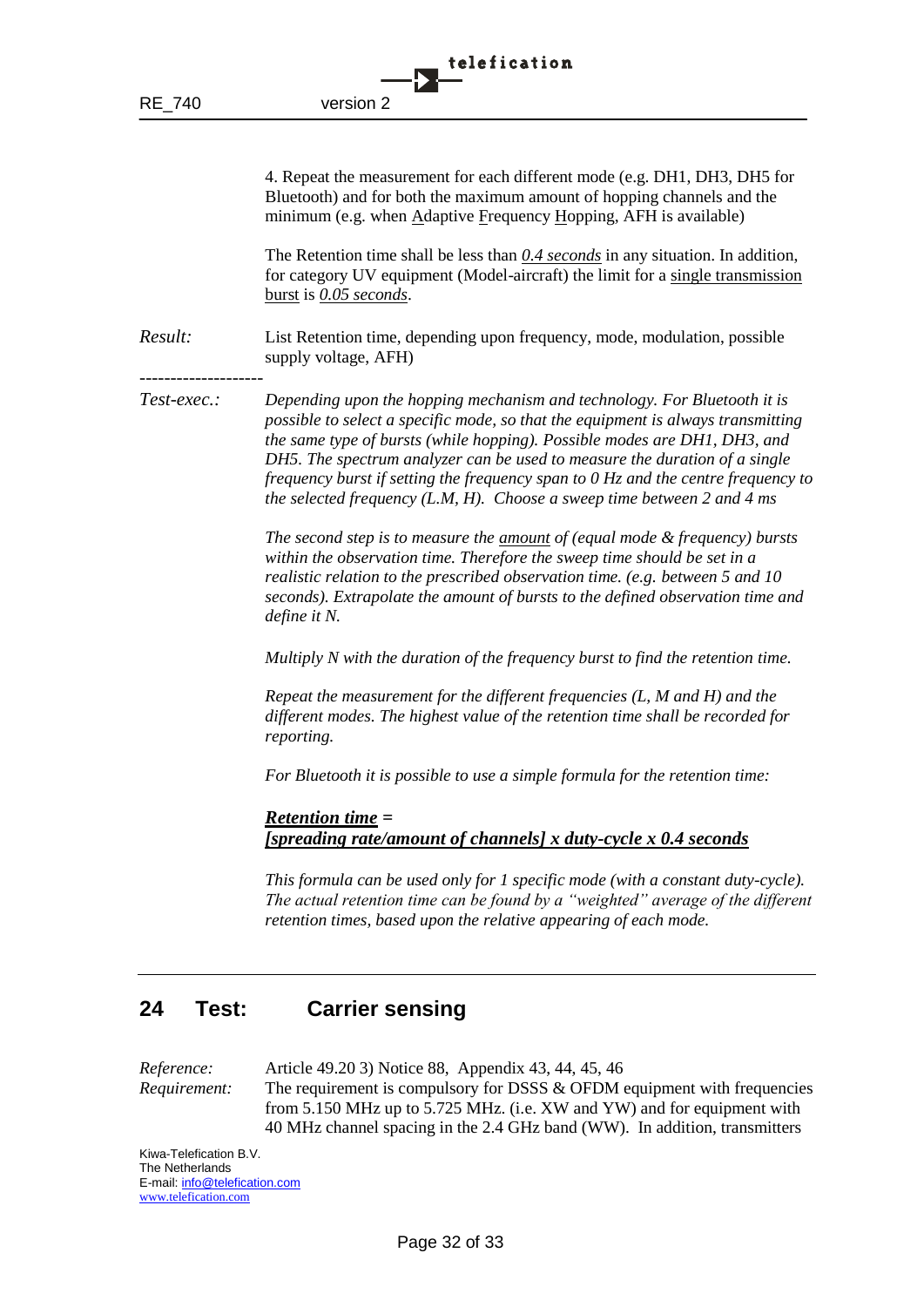4. Repeat the measurement for each different mode (e.g. DH1, DH3, DH5 for Bluetooth) and for both the maximum amount of hopping channels and the minimum (e.g. when Adaptive Frequency Hopping, AFH is available)

The Retention time shall be less than *0.4 seconds* in any situation. In addition, for category UV equipment (Model-aircraft) the limit for a single transmission burst is *0.05 seconds*.

*Result:* List Retention time, depending upon frequency, mode, modulation, possible supply voltage, AFH)

--------------------

*Test-exec.:* *Depending upon the hopping mechanism and technology. For Bluetooth it is possible to select a specific mode, so that the equipment is always transmitting the same type of bursts (while hopping). Possible modes are DH1, DH3, and DH5. The spectrum analyzer can be used to measure the duration of a single frequency burst if setting the frequency span to 0 Hz and the centre frequency to the selected frequency (L.M, H). Choose a sweep time between 2 and 4 ms*

*The second step is to measure the amount of (equal mode & frequency) bursts within the observation time. Therefore the sweep time should be set in a realistic relation to the prescribed observation time. (e.g. between 5 and 10 seconds). Extrapolate the amount of bursts to the defined observation time and define it N.*

*Multiply N with the duration of the frequency burst to find the retention time.*

*Repeat the measurement for the different frequencies (L, M and H) and the different modes. The highest value of the retention time shall be recorded for reporting.*

*For Bluetooth it is possible to use a simple formula for the retention time:*

***Retention time =***
***[spreading rate/amount of channels] x duty-cycle x 0.4 seconds***

*This formula can be used only for 1 specific mode (with a constant duty-cycle). The actual retention time can be found by a "weighted" average of the different retention times, based upon the relative appearing of each mode.*

## 24 Test: Carrier sensing

*Reference:* Article 49.20 3) Notice 88, Appendix 43, 44, 45, 46

*Requirement:* The requirement is compulsory for DSSS & OFDM equipment with frequencies from 5.150 MHz up to 5.725 MHz. (i.e. XW and YW) and for equipment with 40 MHz channel spacing in the 2.4 GHz band (WW). In addition, transmitters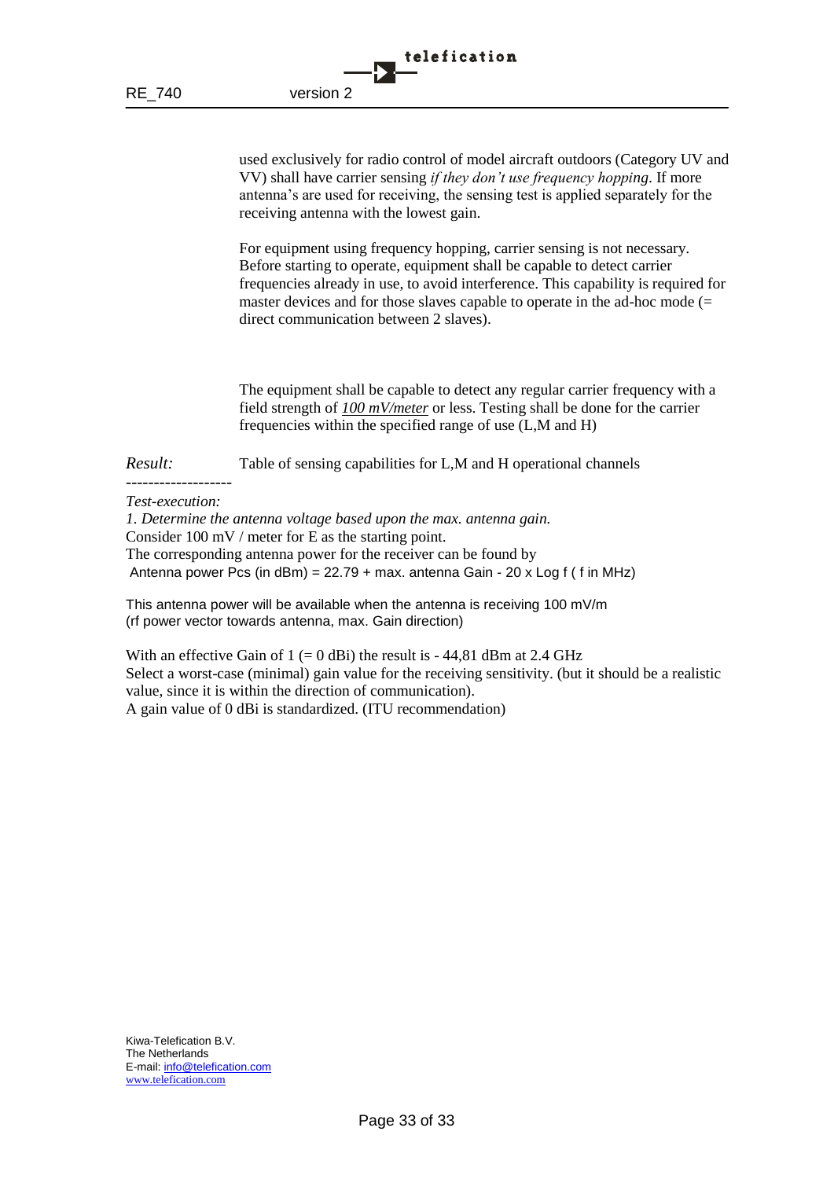used exclusively for radio control of model aircraft outdoors (Category UV and VV) shall have carrier sensing *if they don't use frequency hopping*. If more antenna's are used for receiving, the sensing test is applied separately for the receiving antenna with the lowest gain.

For equipment using frequency hopping, carrier sensing is not necessary. Before starting to operate, equipment shall be capable to detect carrier frequencies already in use, to avoid interference. This capability is required for master devices and for those slaves capable to operate in the ad-hoc mode (= direct communication between 2 slaves).

The equipment shall be capable to detect any regular carrier frequency with a field strength of ***100 mV/meter*** or less. Testing shall be done for the carrier frequencies within the specified range of use (L,M and H)

*Result:* Table of sensing capabilities for L,M and H operational channels

-------------------

*Test-execution:*

*1. Determine the antenna voltage based upon the max. antenna gain.*

Consider 100 mV / meter for E as the starting point.

The corresponding antenna power for the receiver can be found by

Antenna power Pcs (in dBm) = 22.79 + max. antenna Gain - 20 x Log f ( f in MHz)

This antenna power will be available when the antenna is receiving 100 mV/m (rf power vector towards antenna, max. Gain direction)

With an effective Gain of 1 (= 0 dBi) the result is - 44,81 dBm at 2.4 GHz

Select a worst-case (minimal) gain value for the receiving sensitivity. (but it should be a realistic value, since it is within the direction of communication).

A gain value of 0 dBi is standardized. (ITU recommendation)

Kiwa-Telefication B.V.
The Netherlands
E-mail: info@telefication.com
www.telefication.com